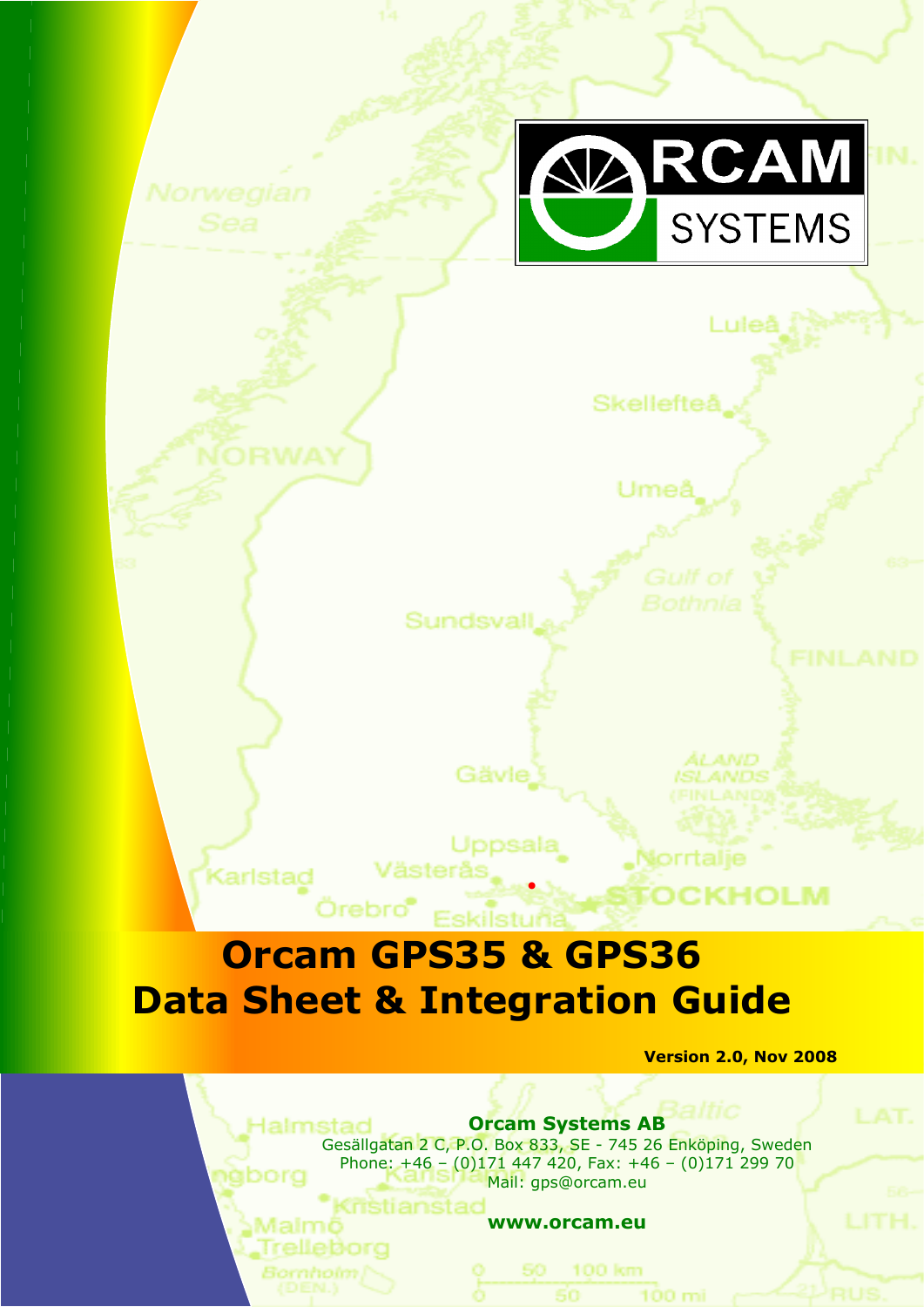# Orcam GPS35 & GPS36
# Data Sheet & Integration Guide

**Version 2.0, Nov 2008**

**Orcam Systems AB**
Gesällgatan 2 C, P.O. Box 833, SE - 745 26 Enköping, Sweden
Phone: +46 – (0)171 447 420, Fax: +46 – (0)171 299 70
Mail: gps@orcam.eu

**www.orcam.eu**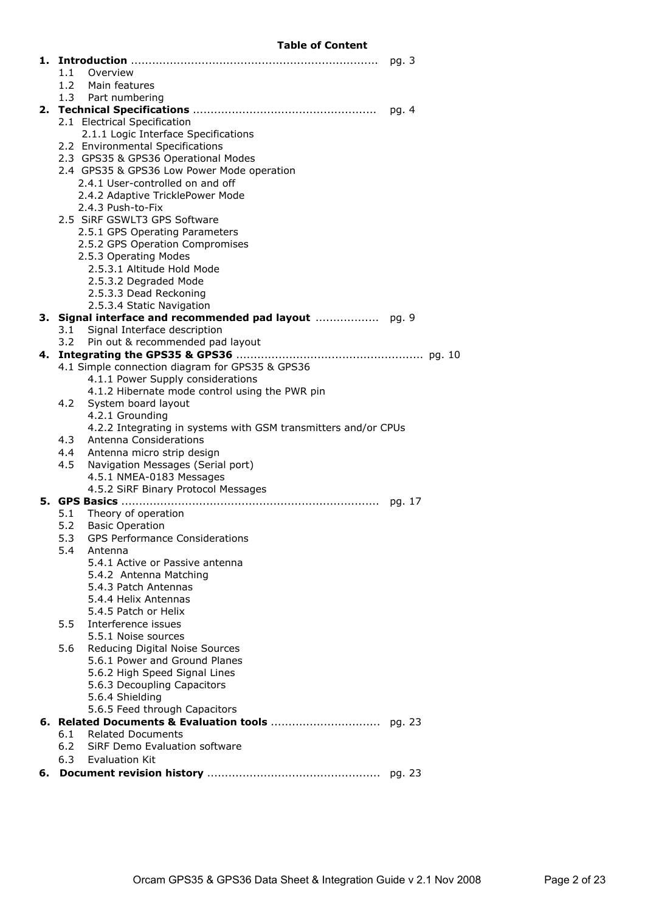**Table of Content**

**1. Introduction** ...................................................................... pg. 3
- 1.1 Overview
- 1.2 Main features
- 1.3 Part numbering

**2. Technical Specifications** ................................................... pg. 4
- 2.1 Electrical Specification
  - 2.1.1 Logic Interface Specifications
- 2.2 Environmental Specifications
- 2.3 GPS35 & GPS36 Operational Modes
- 2.4 GPS35 & GPS36 Low Power Mode operation
  - 2.4.1 User-controlled on and off
  - 2.4.2 Adaptive TricklePower Mode
  - 2.4.3 Push-to-Fix
- 2.5 SiRF GSWLT3 GPS Software
  - 2.5.1 GPS Operating Parameters
  - 2.5.2 GPS Operation Compromises
  - 2.5.3 Operating Modes
    - 2.5.3.1 Altitude Hold Mode
    - 2.5.3.2 Degraded Mode
    - 2.5.3.3 Dead Reckoning
    - 2.5.3.4 Static Navigation

**3. Signal interface and recommended pad layout** .................. pg. 9
- 3.1 Signal Interface description
- 3.2 Pin out & recommended pad layout

**4. Integrating the GPS35 & GPS36** .................................................... pg. 10
- 4.1 Simple connection diagram for GPS35 & GPS36
  - 4.1.1 Power Supply considerations
  - 4.1.2 Hibernate mode control using the PWR pin
- 4.2 System board layout
  - 4.2.1 Grounding
  - 4.2.2 Integrating in systems with GSM transmitters and/or CPUs
- 4.3 Antenna Considerations
- 4.4 Antenna micro strip design
- 4.5 Navigation Messages (Serial port)
  - 4.5.1 NMEA-0183 Messages
  - 4.5.2 SiRF Binary Protocol Messages

**5. GPS Basics** ........................................................................ pg. 17
- 5.1 Theory of operation
- 5.2 Basic Operation
- 5.3 GPS Performance Considerations
- 5.4 Antenna
  - 5.4.1 Active or Passive antenna
  - 5.4.2 Antenna Matching
  - 5.4.3 Patch Antennas
  - 5.4.4 Helix Antennas
  - 5.4.5 Patch or Helix
- 5.5 Interference issues
  - 5.5.1 Noise sources
- 5.6 Reducing Digital Noise Sources
  - 5.6.1 Power and Ground Planes
  - 5.6.2 High Speed Signal Lines
  - 5.6.3 Decoupling Capacitors
  - 5.6.4 Shielding
  - 5.6.5 Feed through Capacitors

**6. Related Documents & Evaluation tools** ............................... pg. 23
- 6.1 Related Documents
- 6.2 SiRF Demo Evaluation software
- 6.3 Evaluation Kit

**6. Document revision history** ................................................ pg. 23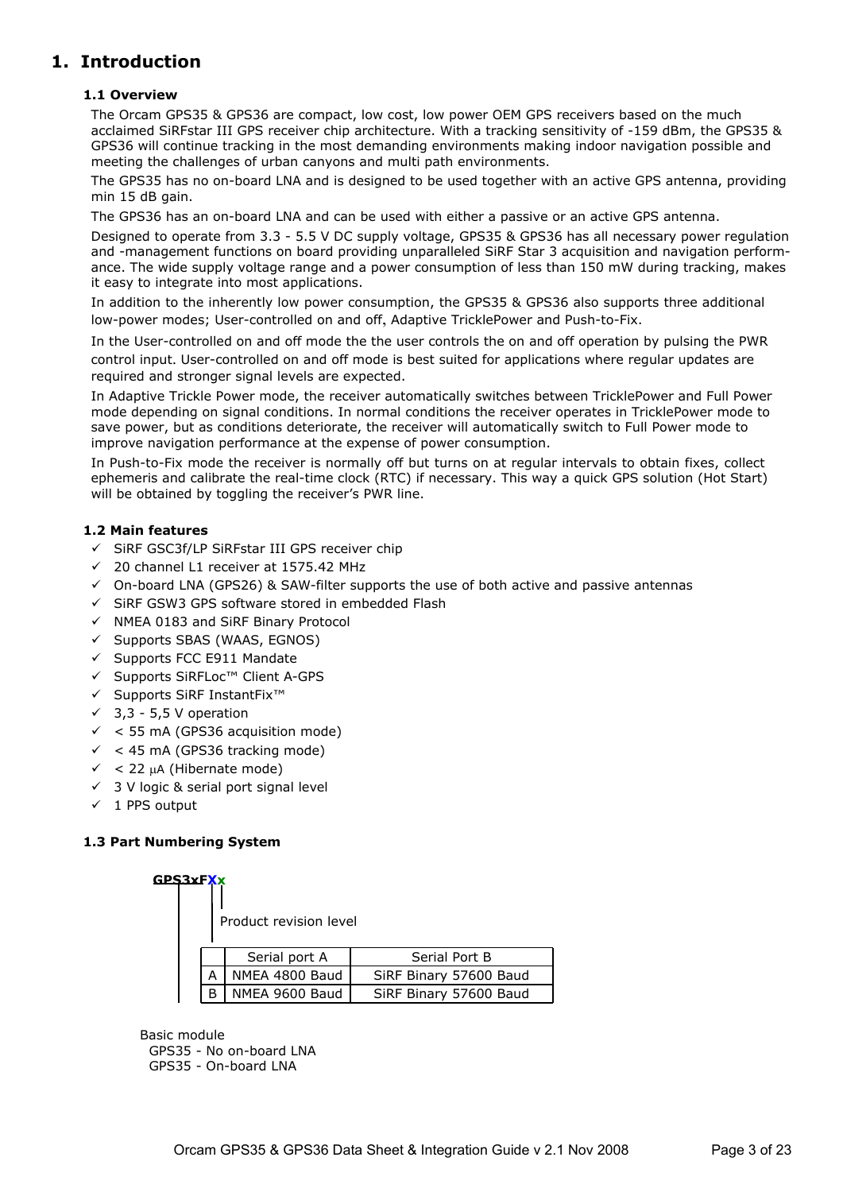# 1. Introduction

### 1.1 Overview

The Orcam GPS35 & GPS36 are compact, low cost, low power OEM GPS receivers based on the much acclaimed SiRFstar III GPS receiver chip architecture. With a tracking sensitivity of -159 dBm, the GPS35 & GPS36 will continue tracking in the most demanding environments making indoor navigation possible and meeting the challenges of urban canyons and multi path environments.

The GPS35 has no on-board LNA and is designed to be used together with an active GPS antenna, providing min 15 dB gain.

The GPS36 has an on-board LNA and can be used with either a passive or an active GPS antenna.

Designed to operate from 3.3 - 5.5 V DC supply voltage, GPS35 & GPS36 has all necessary power regulation and -management functions on board providing unparalleled SiRF Star 3 acquisition and navigation performance. The wide supply voltage range and a power consumption of less than 150 mW during tracking, makes it easy to integrate into most applications.

In addition to the inherently low power consumption, the GPS35 & GPS36 also supports three additional low-power modes; User-controlled on and off, Adaptive TricklePower and Push-to-Fix.

In the User-controlled on and off mode the the user controls the on and off operation by pulsing the PWR control input. User-controlled on and off mode is best suited for applications where regular updates are required and stronger signal levels are expected.

In Adaptive Trickle Power mode, the receiver automatically switches between TricklePower and Full Power mode depending on signal conditions. In normal conditions the receiver operates in TricklePower mode to save power, but as conditions deteriorate, the receiver will automatically switch to Full Power mode to improve navigation performance at the expense of power consumption.

In Push-to-Fix mode the receiver is normally off but turns on at regular intervals to obtain fixes, collect ephemeris and calibrate the real-time clock (RTC) if necessary. This way a quick GPS solution (Hot Start) will be obtained by toggling the receiver's PWR line.

### 1.2 Main features

- ✓ SiRF GSC3f/LP SiRFstar III GPS receiver chip
- ✓ 20 channel L1 receiver at 1575.42 MHz
- ✓ On-board LNA (GPS26) & SAW-filter supports the use of both active and passive antennas
- ✓ SiRF GSW3 GPS software stored in embedded Flash
- ✓ NMEA 0183 and SiRF Binary Protocol
- ✓ Supports SBAS (WAAS, EGNOS)
- ✓ Supports FCC E911 Mandate
- ✓ Supports SiRFLoc™ Client A-GPS
- ✓ Supports SiRF InstantFix™
- ✓ 3,3 - 5,5 V operation
- ✓ < 55 mA (GPS36 acquisition mode)
- ✓ < 45 mA (GPS36 tracking mode)
- ✓ < 22 μA (Hibernate mode)
- ✓ 3 V logic & serial port signal level
- ✓ 1 PPS output

### 1.3 Part Numbering System

**GPS3xFXx**

Product revision level

| | Serial port A | Serial Port B |
|---|---|---|
| A | NMEA 4800 Baud | SiRF Binary 57600 Baud |
| B | NMEA 9600 Baud | SiRF Binary 57600 Baud |

Basic module
GPS35 - No on-board LNA
GPS35 - On-board LNA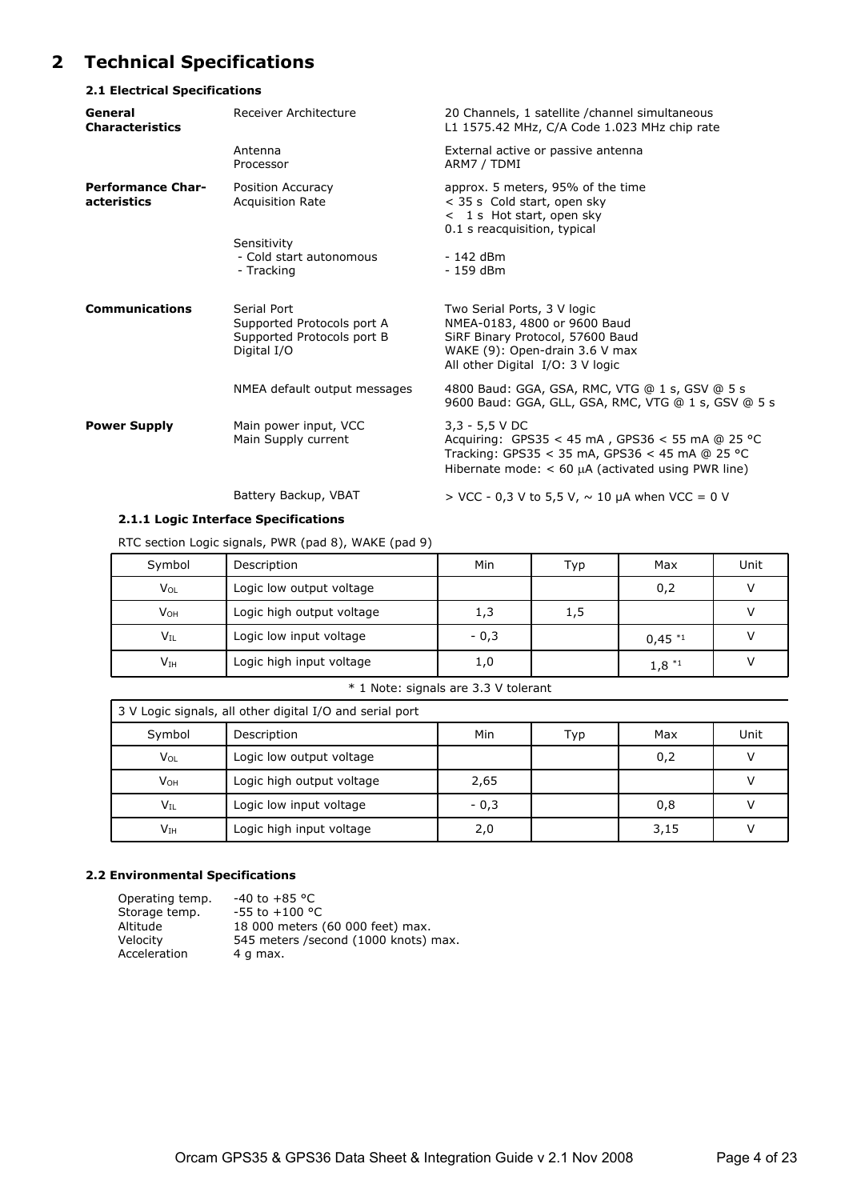# 2 Technical Specifications

### 2.1 Electrical Specifications

| | | |
|---|---|---|
| **General Characteristics** | Receiver Architecture | 20 Channels, 1 satellite /channel simultaneous<br>L1 1575.42 MHz, C/A Code 1.023 MHz chip rate |
| | Antenna<br>Processor | External active or passive antenna<br>ARM7 / TDMI |
| **Performance Characteristics** | Position Accuracy<br>Acquisition Rate | approx. 5 meters, 95% of the time<br>< 35 s Cold start, open sky<br>< 1 s Hot start, open sky<br>0.1 s reacquisition, typical |
| | Sensitivity<br>- Cold start autonomous<br>- Tracking | <br>- 142 dBm<br>- 159 dBm |
| **Communications** | Serial Port<br>Supported Protocols port A<br>Supported Protocols port B<br>Digital I/O | Two Serial Ports, 3 V logic<br>NMEA-0183, 4800 or 9600 Baud<br>SiRF Binary Protocol, 57600 Baud<br>WAKE (9): Open-drain 3.6 V max<br>All other Digital I/O: 3 V logic |
| | NMEA default output messages | 4800 Baud: GGA, GSA, RMC, VTG @ 1 s, GSV @ 5 s<br>9600 Baud: GGA, GLL, GSA, RMC, VTG @ 1 s, GSV @ 5 s |
| **Power Supply** | Main power input, VCC<br>Main Supply current | 3,3 - 5,5 V DC<br>Acquiring: GPS35 < 45 mA , GPS36 < 55 mA @ 25 °C<br>Tracking: GPS35 < 35 mA, GPS36 < 45 mA @ 25 °C<br>Hibernate mode: < 60 μA (activated using PWR line) |
| | Battery Backup, VBAT | > VCC - 0,3 V to 5,5 V, ~ 10 μA when VCC = 0 V |

#### 2.1.1 Logic Interface Specifications

RTC section Logic signals, PWR (pad 8), WAKE (pad 9)

| Symbol | Description | Min | Typ | Max | Unit |
|---|---|---|---|---|---|
| $V_{OL}$ | Logic low output voltage | | | 0,2 | V |
| $V_{OH}$ | Logic high output voltage | 1,3 | 1,5 | | V |
| $V_{IL}$ | Logic low input voltage | - 0,3 | | 0,45 *1 | V |
| $V_{IH}$ | Logic high input voltage | 1,0 | | 1,8 *1 | V |

* 1 Note: signals are 3.3 V tolerant

3 V Logic signals, all other digital I/O and serial port

| Symbol | Description | Min | Typ | Max | Unit |
|---|---|---|---|---|---|
| $V_{OL}$ | Logic low output voltage | | | 0,2 | V |
| $V_{OH}$ | Logic high output voltage | 2,65 | | | V |
| $V_{IL}$ | Logic low input voltage | - 0,3 | | 0,8 | V |
| $V_{IH}$ | Logic high input voltage | 2,0 | | 3,15 | V |

### 2.2 Environmental Specifications

| | |
|---|---|
| Operating temp. | -40 to +85 °C |
| Storage temp. | -55 to +100 °C |
| Altitude | 18 000 meters (60 000 feet) max. |
| Velocity | 545 meters /second (1000 knots) max. |
| Acceleration | 4 g max. |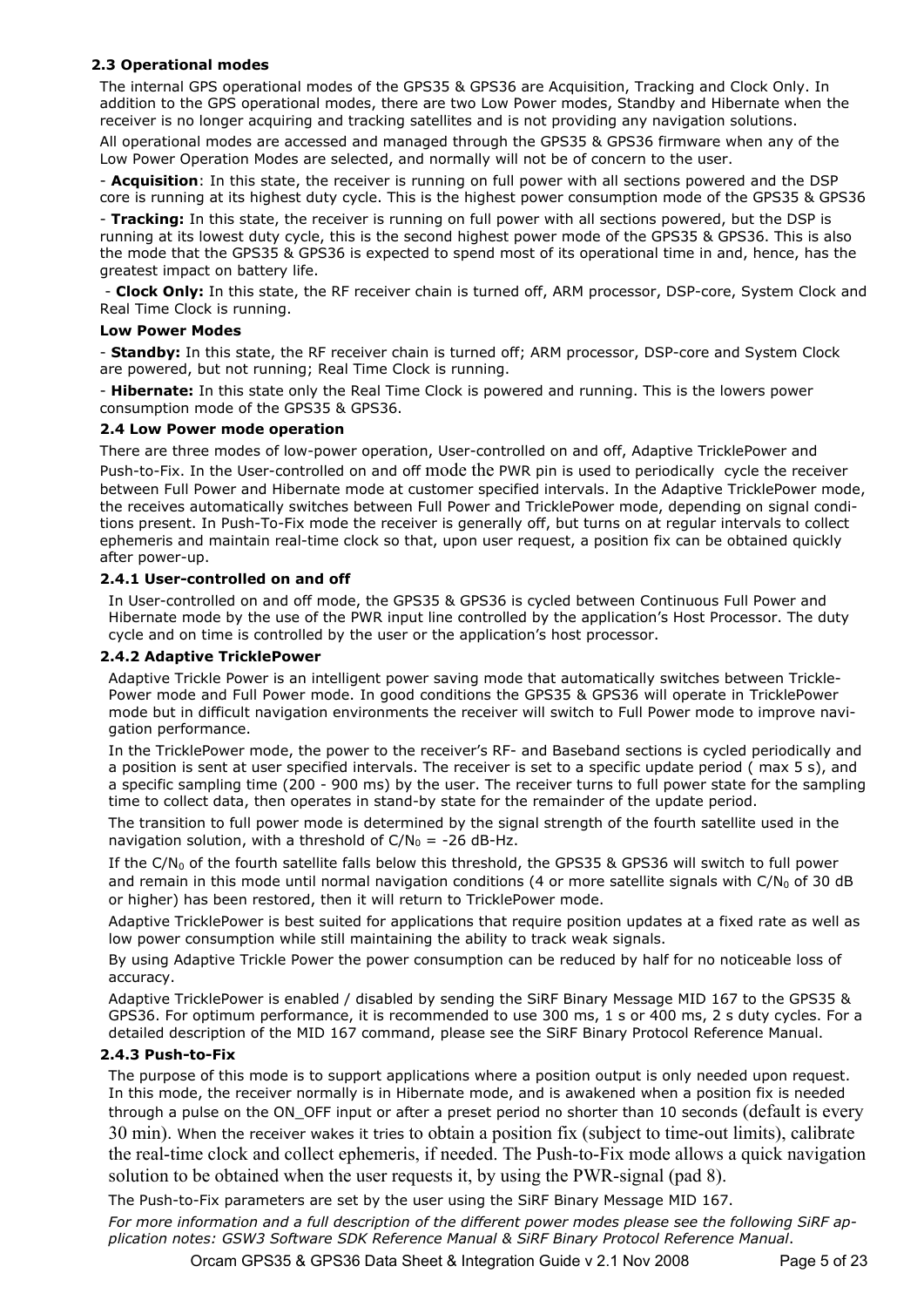## 2.3 Operational modes

The internal GPS operational modes of the GPS35 & GPS36 are Acquisition, Tracking and Clock Only. In addition to the GPS operational modes, there are two Low Power modes, Standby and Hibernate when the receiver is no longer acquiring and tracking satellites and is not providing any navigation solutions.

All operational modes are accessed and managed through the GPS35 & GPS36 firmware when any of the Low Power Operation Modes are selected, and normally will not be of concern to the user.

- **Acquisition**: In this state, the receiver is running on full power with all sections powered and the DSP core is running at its highest duty cycle. This is the highest power consumption mode of the GPS35 & GPS36

- **Tracking:** In this state, the receiver is running on full power with all sections powered, but the DSP is running at its lowest duty cycle, this is the second highest power mode of the GPS35 & GPS36. This is also the mode that the GPS35 & GPS36 is expected to spend most of its operational time in and, hence, has the greatest impact on battery life.

- **Clock Only:** In this state, the RF receiver chain is turned off, ARM processor, DSP-core, System Clock and Real Time Clock is running.

**Low Power Modes**

- **Standby:** In this state, the RF receiver chain is turned off; ARM processor, DSP-core and System Clock are powered, but not running; Real Time Clock is running.

- **Hibernate:** In this state only the Real Time Clock is powered and running. This is the lowers power consumption mode of the GPS35 & GPS36.

## 2.4 Low Power mode operation

There are three modes of low-power operation, User-controlled on and off, Adaptive TricklePower and Push-to-Fix. In the User-controlled on and off mode the PWR pin is used to periodically cycle the receiver between Full Power and Hibernate mode at customer specified intervals. In the Adaptive TricklePower mode, the receives automatically switches between Full Power and TricklePower mode, depending on signal conditions present. In Push-To-Fix mode the receiver is generally off, but turns on at regular intervals to collect ephemeris and maintain real-time clock so that, upon user request, a position fix can be obtained quickly after power-up.

### 2.4.1 User-controlled on and off

In User-controlled on and off mode, the GPS35 & GPS36 is cycled between Continuous Full Power and Hibernate mode by the use of the PWR input line controlled by the application's Host Processor. The duty cycle and on time is controlled by the user or the application's host processor.

### 2.4.2 Adaptive TricklePower

Adaptive Trickle Power is an intelligent power saving mode that automatically switches between Trickle-Power mode and Full Power mode. In good conditions the GPS35 & GPS36 will operate in TricklePower mode but in difficult navigation environments the receiver will switch to Full Power mode to improve navigation performance.

In the TricklePower mode, the power to the receiver's RF- and Baseband sections is cycled periodically and a position is sent at user specified intervals. The receiver is set to a specific update period ( max 5 s), and a specific sampling time (200 - 900 ms) by the user. The receiver turns to full power state for the sampling time to collect data, then operates in stand-by state for the remainder of the update period.

The transition to full power mode is determined by the signal strength of the fourth satellite used in the navigation solution, with a threshold of $C/N_0$ = -26 dB-Hz.

If the $C/N_0$ of the fourth satellite falls below this threshold, the GPS35 & GPS36 will switch to full power and remain in this mode until normal navigation conditions (4 or more satellite signals with $C/N_0$ of 30 dB or higher) has been restored, then it will return to TricklePower mode.

Adaptive TricklePower is best suited for applications that require position updates at a fixed rate as well as low power consumption while still maintaining the ability to track weak signals.

By using Adaptive Trickle Power the power consumption can be reduced by half for no noticeable loss of accuracy.

Adaptive TricklePower is enabled / disabled by sending the SiRF Binary Message MID 167 to the GPS35 & GPS36. For optimum performance, it is recommended to use 300 ms, 1 s or 400 ms, 2 s duty cycles. For a detailed description of the MID 167 command, please see the SiRF Binary Protocol Reference Manual.

### 2.4.3 Push-to-Fix

The purpose of this mode is to support applications where a position output is only needed upon request. In this mode, the receiver normally is in Hibernate mode, and is awakened when a position fix is needed through a pulse on the ON_OFF input or after a preset period no shorter than 10 seconds (default is every 30 min). When the receiver wakes it tries to obtain a position fix (subject to time-out limits), calibrate the real-time clock and collect ephemeris, if needed. The Push-to-Fix mode allows a quick navigation solution to be obtained when the user requests it, by using the PWR-signal (pad 8).

The Push-to-Fix parameters are set by the user using the SiRF Binary Message MID 167.

*For more information and a full description of the different power modes please see the following SiRF application notes: GSW3 Software SDK Reference Manual & SiRF Binary Protocol Reference Manual.*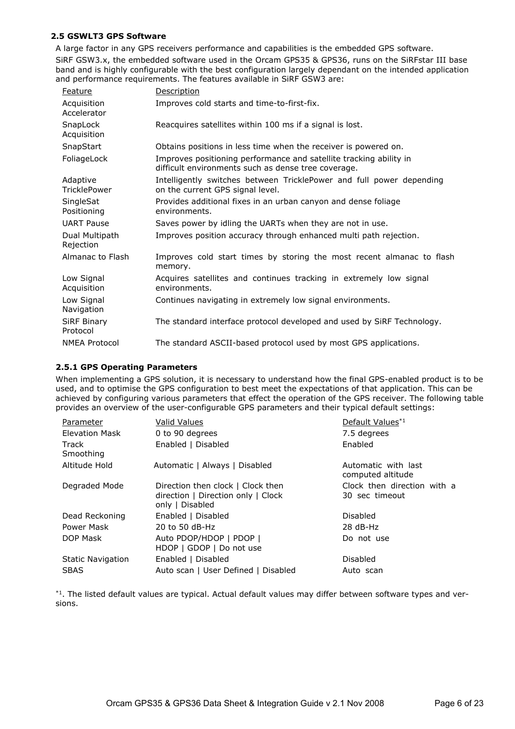### 2.5 GSWLT3 GPS Software

A large factor in any GPS receivers performance and capabilities is the embedded GPS software.

SiRF GSW3.x, the embedded software used in the Orcam GPS35 & GPS36, runs on the SiRFstar III base band and is highly configurable with the best configuration largely dependant on the intended application and performance requirements. The features available in SiRF GSW3 are:

| Feature | Description |
|---|---|
| Acquisition Accelerator | Improves cold starts and time-to-first-fix. |
| SnapLock Acquisition | Reacquires satellites within 100 ms if a signal is lost. |
| SnapStart | Obtains positions in less time when the receiver is powered on. |
| FoliageLock | Improves positioning performance and satellite tracking ability in difficult environments such as dense tree coverage. |
| Adaptive TricklePower | Intelligently switches between TricklePower and full power depending on the current GPS signal level. |
| SingleSat Positioning | Provides additional fixes in an urban canyon and dense foliage environments. |
| UART Pause | Saves power by idling the UARTs when they are not in use. |
| Dual Multipath Rejection | Improves position accuracy through enhanced multi path rejection. |
| Almanac to Flash | Improves cold start times by storing the most recent almanac to flash memory. |
| Low Signal Acquisition | Acquires satellites and continues tracking in extremely low signal environments. |
| Low Signal Navigation | Continues navigating in extremely low signal environments. |
| SiRF Binary Protocol | The standard interface protocol developed and used by SiRF Technology. |
| NMEA Protocol | The standard ASCII-based protocol used by most GPS applications. |

#### 2.5.1 GPS Operating Parameters

When implementing a GPS solution, it is necessary to understand how the final GPS-enabled product is to be used, and to optimise the GPS configuration to best meet the expectations of that application. This can be achieved by configuring various parameters that effect the operation of the GPS receiver. The following table provides an overview of the user-configurable GPS parameters and their typical default settings:

| Parameter | Valid Values | Default Values*1 |
|---|---|---|
| Elevation Mask | 0 to 90 degrees | 7.5 degrees |
| Track Smoothing | Enabled \| Disabled | Enabled |
| Altitude Hold | Automatic \| Always \| Disabled | Automatic with last computed altitude |
| Degraded Mode | Direction then clock \| Clock then direction \| Direction only \| Clock only \| Disabled | Clock then direction with a 30 sec timeout |
| Dead Reckoning | Enabled \| Disabled | Disabled |
| Power Mask | 20 to 50 dB-Hz | 28 dB-Hz |
| DOP Mask | Auto PDOP/HDOP \| PDOP \| HDOP \| GDOP \| Do not use | Do not use |
| Static Navigation | Enabled \| Disabled | Disabled |
| SBAS | Auto scan \| User Defined \| Disabled | Auto scan |

*1. The listed default values are typical. Actual default values may differ between software types and versions.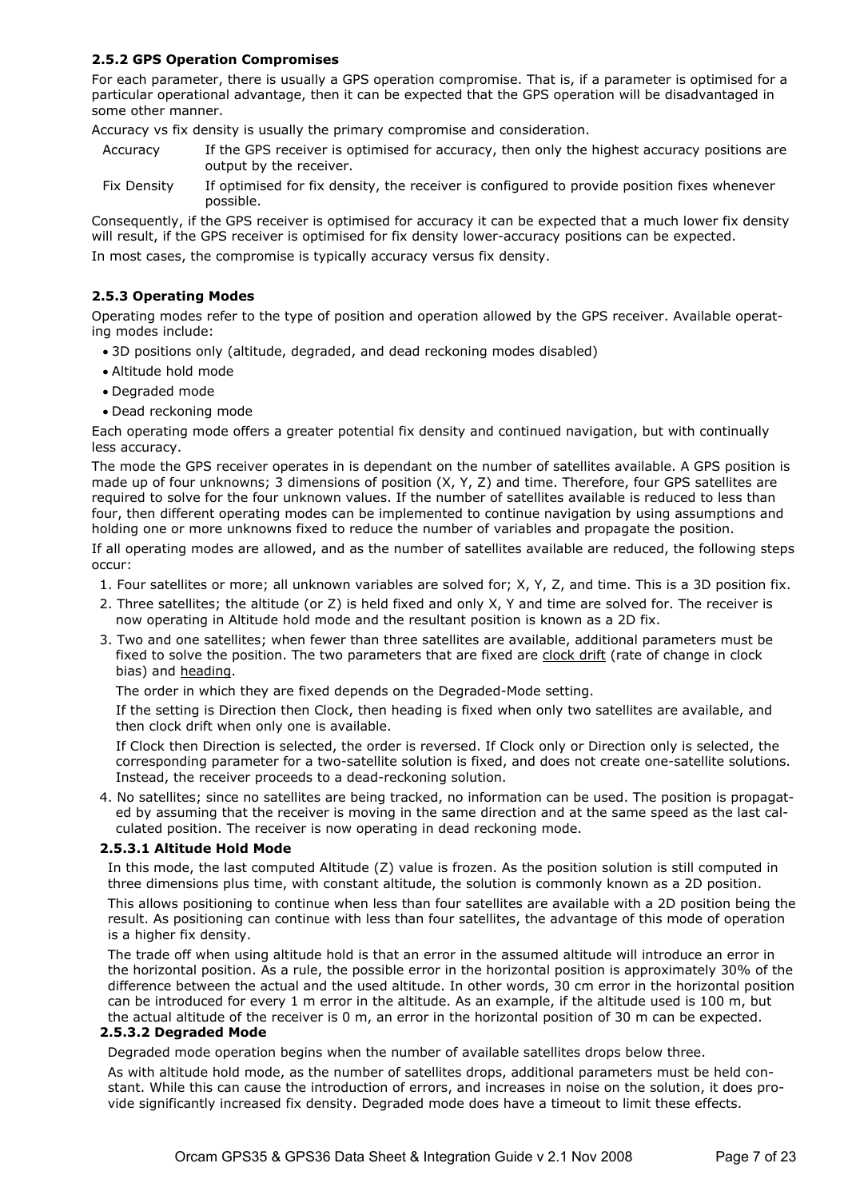### 2.5.2 GPS Operation Compromises

For each parameter, there is usually a GPS operation compromise. That is, if a parameter is optimised for a particular operational advantage, then it can be expected that the GPS operation will be disadvantaged in some other manner.

Accuracy vs fix density is usually the primary compromise and consideration.

| | |
|---|---|
| Accuracy | If the GPS receiver is optimised for accuracy, then only the highest accuracy positions are output by the receiver. |
| Fix Density | If optimised for fix density, the receiver is configured to provide position fixes whenever possible. |

Consequently, if the GPS receiver is optimised for accuracy it can be expected that a much lower fix density will result, if the GPS receiver is optimised for fix density lower-accuracy positions can be expected.

In most cases, the compromise is typically accuracy versus fix density.

### 2.5.3 Operating Modes

Operating modes refer to the type of position and operation allowed by the GPS receiver. Available operating modes include:

- 3D positions only (altitude, degraded, and dead reckoning modes disabled)
- Altitude hold mode
- Degraded mode
- Dead reckoning mode

Each operating mode offers a greater potential fix density and continued navigation, but with continually less accuracy.

The mode the GPS receiver operates in is dependant on the number of satellites available. A GPS position is made up of four unknowns; 3 dimensions of position (X, Y, Z) and time. Therefore, four GPS satellites are required to solve for the four unknown values. If the number of satellites available is reduced to less than four, then different operating modes can be implemented to continue navigation by using assumptions and holding one or more unknowns fixed to reduce the number of variables and propagate the position.

If all operating modes are allowed, and as the number of satellites available are reduced, the following steps occur:

1. Four satellites or more; all unknown variables are solved for; X, Y, Z, and time. This is a 3D position fix.
2. Three satellites; the altitude (or Z) is held fixed and only X, Y and time are solved for. The receiver is now operating in Altitude hold mode and the resultant position is known as a 2D fix.
3. Two and one satellites; when fewer than three satellites are available, additional parameters must be fixed to solve the position. The two parameters that are fixed are clock drift (rate of change in clock bias) and heading.

   The order in which they are fixed depends on the Degraded-Mode setting.

   If the setting is Direction then Clock, then heading is fixed when only two satellites are available, and then clock drift when only one is available.

   If Clock then Direction is selected, the order is reversed. If Clock only or Direction only is selected, the corresponding parameter for a two-satellite solution is fixed, and does not create one-satellite solutions. Instead, the receiver proceeds to a dead-reckoning solution.
4. No satellites; since no satellites are being tracked, no information can be used. The position is propagated by assuming that the receiver is moving in the same direction and at the same speed as the last calculated position. The receiver is now operating in dead reckoning mode.

#### 2.5.3.1 Altitude Hold Mode

In this mode, the last computed Altitude (Z) value is frozen. As the position solution is still computed in three dimensions plus time, with constant altitude, the solution is commonly known as a 2D position.

This allows positioning to continue when less than four satellites are available with a 2D position being the result. As positioning can continue with less than four satellites, the advantage of this mode of operation is a higher fix density.

The trade off when using altitude hold is that an error in the assumed altitude will introduce an error in the horizontal position. As a rule, the possible error in the horizontal position is approximately 30% of the difference between the actual and the used altitude. In other words, 30 cm error in the horizontal position can be introduced for every 1 m error in the altitude. As an example, if the altitude used is 100 m, but the actual altitude of the receiver is 0 m, an error in the horizontal position of 30 m can be expected.

#### 2.5.3.2 Degraded Mode

Degraded mode operation begins when the number of available satellites drops below three.

As with altitude hold mode, as the number of satellites drops, additional parameters must be held constant. While this can cause the introduction of errors, and increases in noise on the solution, it does provide significantly increased fix density. Degraded mode does have a timeout to limit these effects.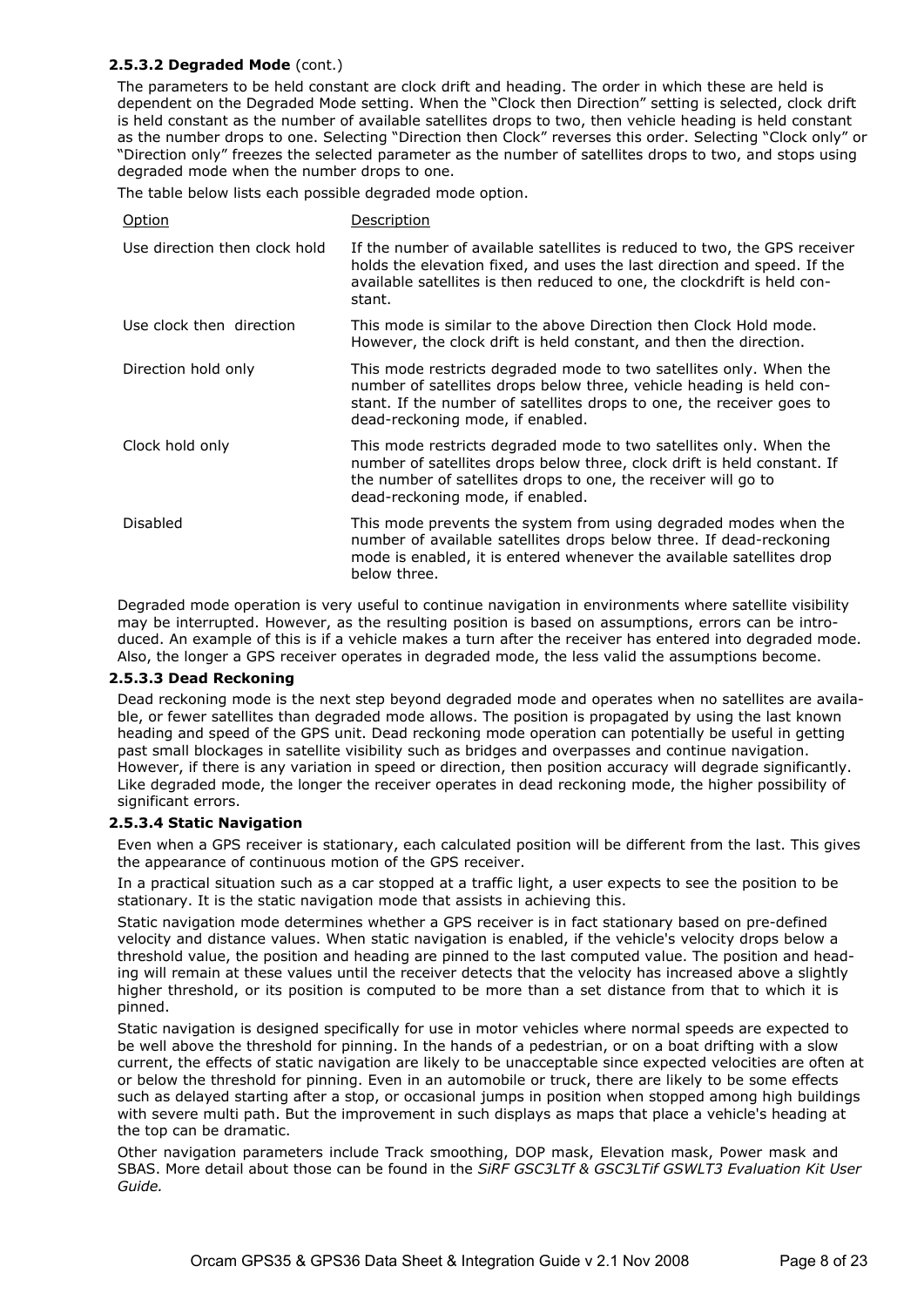#### 2.5.3.2 Degraded Mode (cont.)

The parameters to be held constant are clock drift and heading. The order in which these are held is dependent on the Degraded Mode setting. When the "Clock then Direction" setting is selected, clock drift is held constant as the number of available satellites drops to two, then vehicle heading is held constant as the number drops to one. Selecting "Direction then Clock" reverses this order. Selecting "Clock only" or "Direction only" freezes the selected parameter as the number of satellites drops to two, and stops using degraded mode when the number drops to one.

The table below lists each possible degraded mode option.

| Option | Description |
|---|---|
| Use direction then clock hold | If the number of available satellites is reduced to two, the GPS receiver holds the elevation fixed, and uses the last direction and speed. If the available satellites is then reduced to one, the clockdrift is held constant. |
| Use clock then direction | This mode is similar to the above Direction then Clock Hold mode. However, the clock drift is held constant, and then the direction. |
| Direction hold only | This mode restricts degraded mode to two satellites only. When the number of satellites drops below three, vehicle heading is held constant. If the number of satellites drops to one, the receiver goes to dead-reckoning mode, if enabled. |
| Clock hold only | This mode restricts degraded mode to two satellites only. When the number of satellites drops below three, clock drift is held constant. If the number of satellites drops to one, the receiver will go to dead-reckoning mode, if enabled. |
| Disabled | This mode prevents the system from using degraded modes when the number of available satellites drops below three. If dead-reckoning mode is enabled, it is entered whenever the available satellites drop below three. |

Degraded mode operation is very useful to continue navigation in environments where satellite visibility may be interrupted. However, as the resulting position is based on assumptions, errors can be introduced. An example of this is if a vehicle makes a turn after the receiver has entered into degraded mode. Also, the longer a GPS receiver operates in degraded mode, the less valid the assumptions become.

#### 2.5.3.3 Dead Reckoning

Dead reckoning mode is the next step beyond degraded mode and operates when no satellites are available, or fewer satellites than degraded mode allows. The position is propagated by using the last known heading and speed of the GPS unit. Dead reckoning mode operation can potentially be useful in getting past small blockages in satellite visibility such as bridges and overpasses and continue navigation. However, if there is any variation in speed or direction, then position accuracy will degrade significantly. Like degraded mode, the longer the receiver operates in dead reckoning mode, the higher possibility of significant errors.

#### 2.5.3.4 Static Navigation

Even when a GPS receiver is stationary, each calculated position will be different from the last. This gives the appearance of continuous motion of the GPS receiver.

In a practical situation such as a car stopped at a traffic light, a user expects to see the position to be stationary. It is the static navigation mode that assists in achieving this.

Static navigation mode determines whether a GPS receiver is in fact stationary based on pre-defined velocity and distance values. When static navigation is enabled, if the vehicle's velocity drops below a threshold value, the position and heading are pinned to the last computed value. The position and heading will remain at these values until the receiver detects that the velocity has increased above a slightly higher threshold, or its position is computed to be more than a set distance from that to which it is pinned.

Static navigation is designed specifically for use in motor vehicles where normal speeds are expected to be well above the threshold for pinning. In the hands of a pedestrian, or on a boat drifting with a slow current, the effects of static navigation are likely to be unacceptable since expected velocities are often at or below the threshold for pinning. Even in an automobile or truck, there are likely to be some effects such as delayed starting after a stop, or occasional jumps in position when stopped among high buildings with severe multi path. But the improvement in such displays as maps that place a vehicle's heading at the top can be dramatic.

Other navigation parameters include Track smoothing, DOP mask, Elevation mask, Power mask and SBAS. More detail about those can be found in the *SiRF GSC3LTf & GSC3LTif GSWLT3 Evaluation Kit User Guide.*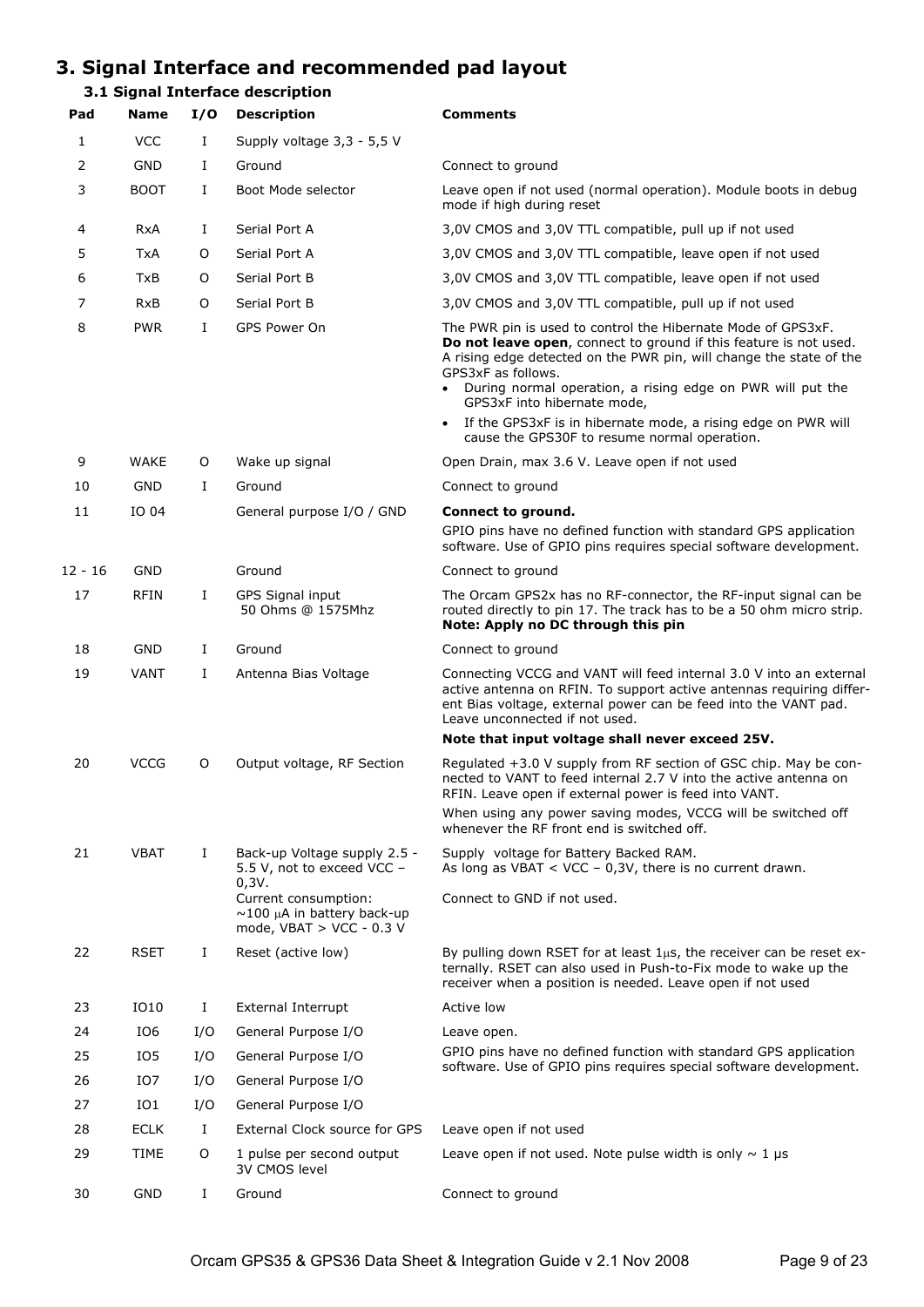# 3. Signal Interface and recommended pad layout

## 3.1 Signal Interface description

| Pad | Name | I/O | Description | Comments |
|---|---|---|---|---|
| 1 | VCC | I | Supply voltage 3,3 - 5,5 V | |
| 2 | GND | I | Ground | Connect to ground |
| 3 | BOOT | I | Boot Mode selector | Leave open if not used (normal operation). Module boots in debug mode if high during reset |
| 4 | RxA | I | Serial Port A | 3,0V CMOS and 3,0V TTL compatible, pull up if not used |
| 5 | TxA | O | Serial Port A | 3,0V CMOS and 3,0V TTL compatible, leave open if not used |
| 6 | TxB | O | Serial Port B | 3,0V CMOS and 3,0V TTL compatible, leave open if not used |
| 7 | RxB | O | Serial Port B | 3,0V CMOS and 3,0V TTL compatible, pull up if not used |
| 8 | PWR | I | GPS Power On | The PWR pin is used to control the Hibernate Mode of GPS3xF. **Do not leave open**, connect to ground if this feature is not used. A rising edge detected on the PWR pin, will change the state of the GPS3xF as follows. • During normal operation, a rising edge on PWR will put the GPS3xF into hibernate mode, • If the GPS3xF is in hibernate mode, a rising edge on PWR will cause the GPS30F to resume normal operation. |
| 9 | WAKE | O | Wake up signal | Open Drain, max 3.6 V. Leave open if not used |
| 10 | GND | I | Ground | Connect to ground |
| 11 | IO 04 | | General purpose I/O / GND | **Connect to ground.** GPIO pins have no defined function with standard GPS application software. Use of GPIO pins requires special software development. |
| 12 - 16 | GND | | Ground | Connect to ground |
| 17 | RFIN | I | GPS Signal input 50 Ohms @ 1575Mhz | The Orcam GPS2x has no RF-connector, the RF-input signal can be routed directly to pin 17. The track has to be a 50 ohm micro strip. **Note: Apply no DC through this pin** |
| 18 | GND | I | Ground | Connect to ground |
| 19 | VANT | I | Antenna Bias Voltage | Connecting VCCG and VANT will feed internal 3.0 V into an external active antenna on RFIN. To support active antennas requiring different Bias voltage, external power can be feed into the VANT pad. Leave unconnected if not used. **Note that input voltage shall never exceed 25V.** |
| 20 | VCCG | O | Output voltage, RF Section | Regulated +3.0 V supply from RF section of GSC chip. May be connected to VANT to feed internal 2.7 V into the active antenna on RFIN. Leave open if external power is feed into VANT. When using any power saving modes, VCCG will be switched off whenever the RF front end is switched off. |
| 21 | VBAT | I | Back-up Voltage supply 2.5 - 5.5 V, not to exceed VCC – 0,3V. Current consumption: ~100 μA in battery back-up mode, VBAT > VCC - 0.3 V | Supply voltage for Battery Backed RAM. As long as VBAT < VCC – 0,3V, there is no current drawn. Connect to GND if not used. |
| 22 | RSET | I | Reset (active low) | By pulling down RSET for at least 1μs, the receiver can be reset externally. RSET can also used in Push-to-Fix mode to wake up the receiver when a position is needed. Leave open if not used |
| 23 | IO10 | I | External Interrupt | Active low |
| 24 | IO6 | I/O | General Purpose I/O | Leave open. GPIO pins have no defined function with standard GPS application software. Use of GPIO pins requires special software development. |
| 25 | IO5 | I/O | General Purpose I/O | |
| 26 | IO7 | I/O | General Purpose I/O | |
| 27 | IO1 | I/O | General Purpose I/O | |
| 28 | ECLK | I | External Clock source for GPS | Leave open if not used |
| 29 | TIME | O | 1 pulse per second output 3V CMOS level | Leave open if not used. Note pulse width is only ~ 1 μs |
| 30 | GND | I | Ground | Connect to ground |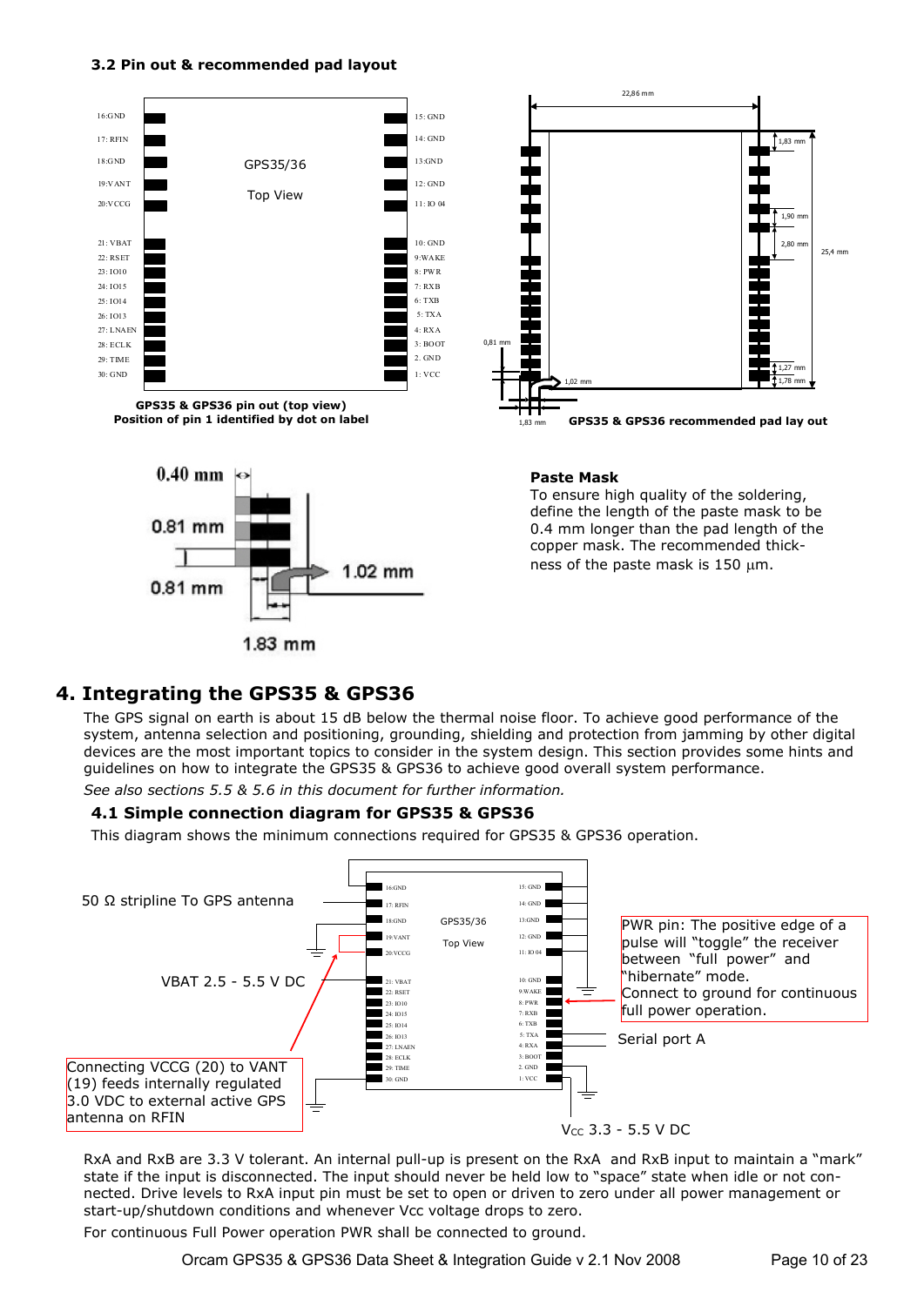### 3.2 Pin out & recommended pad layout

| Pin | Pin |
|---|---|
| 16:GND | 15: GND |
| 17: RFIN | 14: GND |
| 18:GND | 13:GND |
| 19:VANT | 12: GND |
| 20:VCCG | 11: IO 04 |
| 21: VBAT | 10: GND |
| 22: RSET | 9:WAKE |
| 23: IO10 | 8: PWR |
| 24: IO15 | 7: RXB |
| 25: IO14 | 6: TXB |
| 26: IO13 | 5: TXA |
| 27: LNAEN | 4: RXA |
| 28: ECLK | 3: BOOT |
| 29: TIME | 2. GND |
| 30: GND | 1: VCC |

GPS35/36 Top View

**GPS35 & GPS36 pin out (top view)**
**Position of pin 1 identified by dot on label**

22,86 mm; 1,83 mm; 1,90 mm; 2,80 mm; 25,4 mm; 1,27 mm; 1,78 mm; 0,81 mm; 1,02 mm; 1,83 mm

**GPS35 & GPS36 recommended pad lay out**

0.40 mm; 0.81 mm; 0.81 mm; 1.02 mm; 1.83 mm

**Paste Mask**
To ensure high quality of the soldering, define the length of the paste mask to be 0.4 mm longer than the pad length of the copper mask. The recommended thickness of the paste mask is 150 µm.

# 4. Integrating the GPS35 & GPS36

The GPS signal on earth is about 15 dB below the thermal noise floor. To achieve good performance of the system, antenna selection and positioning, grounding, shielding and protection from jamming by other digital devices are the most important topics to consider in the system design. This section provides some hints and guidelines on how to integrate the GPS35 & GPS36 to achieve good overall system performance.

*See also sections 5.5 & 5.6 in this document for further information.*

### 4.1 Simple connection diagram for GPS35 & GPS36

This diagram shows the minimum connections required for GPS35 & GPS36 operation.

50 Ω stripline To GPS antenna

VBAT 2.5 - 5.5 V DC

Connecting VCCG (20) to VANT (19) feeds internally regulated 3.0 VDC to external active GPS antenna on RFIN

PWR pin: The positive edge of a pulse will "toggle" the receiver between "full power" and "hibernate" mode.
Connect to ground for continuous full power operation.

Serial port A

$V_{CC}$ 3.3 - 5.5 V DC

RxA and RxB are 3.3 V tolerant. An internal pull-up is present on the RxA and RxB input to maintain a "mark" state if the input is disconnected. The input should never be held low to "space" state when idle or not connected. Drive levels to RxA input pin must be set to open or driven to zero under all power management or start-up/shutdown conditions and whenever Vcc voltage drops to zero.

For continuous Full Power operation PWR shall be connected to ground.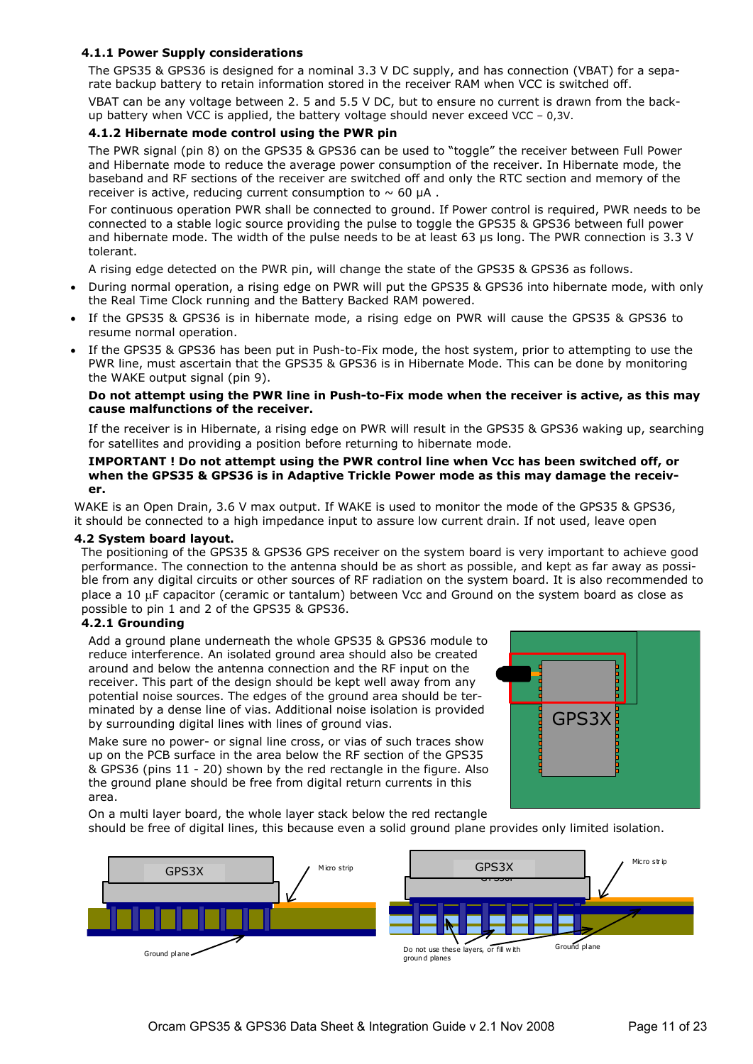#### 4.1.1 Power Supply considerations

The GPS35 & GPS36 is designed for a nominal 3.3 V DC supply, and has connection (VBAT) for a separate backup battery to retain information stored in the receiver RAM when VCC is switched off.

VBAT can be any voltage between 2. 5 and 5.5 V DC, but to ensure no current is drawn from the backup battery when VCC is applied, the battery voltage should never exceed VCC – 0,3V.

#### 4.1.2 Hibernate mode control using the PWR pin

The PWR signal (pin 8) on the GPS35 & GPS36 can be used to "toggle" the receiver between Full Power and Hibernate mode to reduce the average power consumption of the receiver. In Hibernate mode, the baseband and RF sections of the receiver are switched off and only the RTC section and memory of the receiver is active, reducing current consumption to ~ 60 µA .

For continuous operation PWR shall be connected to ground. If Power control is required, PWR needs to be connected to a stable logic source providing the pulse to toggle the GPS35 & GPS36 between full power and hibernate mode. The width of the pulse needs to be at least 63 µs long. The PWR connection is 3.3 V tolerant.

A rising edge detected on the PWR pin, will change the state of the GPS35 & GPS36 as follows.

- During normal operation, a rising edge on PWR will put the GPS35 & GPS36 into hibernate mode, with only the Real Time Clock running and the Battery Backed RAM powered.
- If the GPS35 & GPS36 is in hibernate mode, a rising edge on PWR will cause the GPS35 & GPS36 to resume normal operation.
- If the GPS35 & GPS36 has been put in Push-to-Fix mode, the host system, prior to attempting to use the PWR line, must ascertain that the GPS35 & GPS36 is in Hibernate Mode. This can be done by monitoring the WAKE output signal (pin 9).

**Do not attempt using the PWR line in Push-to-Fix mode when the receiver is active, as this may cause malfunctions of the receiver.**

If the receiver is in Hibernate, a rising edge on PWR will result in the GPS35 & GPS36 waking up, searching for satellites and providing a position before returning to hibernate mode.

**IMPORTANT ! Do not attempt using the PWR control line when Vcc has been switched off, or when the GPS35 & GPS36 is in Adaptive Trickle Power mode as this may damage the receiver.**

WAKE is an Open Drain, 3.6 V max output. If WAKE is used to monitor the mode of the GPS35 & GPS36, it should be connected to a high impedance input to assure low current drain. If not used, leave open

### 4.2 System board layout.

The positioning of the GPS35 & GPS36 GPS receiver on the system board is very important to achieve good performance. The connection to the antenna should be as short as possible, and kept as far away as possible from any digital circuits or other sources of RF radiation on the system board. It is also recommended to place a 10 µF capacitor (ceramic or tantalum) between Vcc and Ground on the system board as close as possible to pin 1 and 2 of the GPS35 & GPS36.

#### 4.2.1 Grounding

Add a ground plane underneath the whole GPS35 & GPS36 module to reduce interference. An isolated ground area should also be created around and below the antenna connection and the RF input on the receiver. This part of the design should be kept well away from any potential noise sources. The edges of the ground area should be terminated by a dense line of vias. Additional noise isolation is provided by surrounding digital lines with lines of ground vias.

Make sure no power- or signal line cross, or vias of such traces show up on the PCB surface in the area below the RF section of the GPS35 & GPS36 (pins 11 - 20) shown by the red rectangle in the figure. Also the ground plane should be free from digital return currents in this area.

On a multi layer board, the whole layer stack below the red rectangle should be free of digital lines, this because even a solid ground plane provides only limited isolation.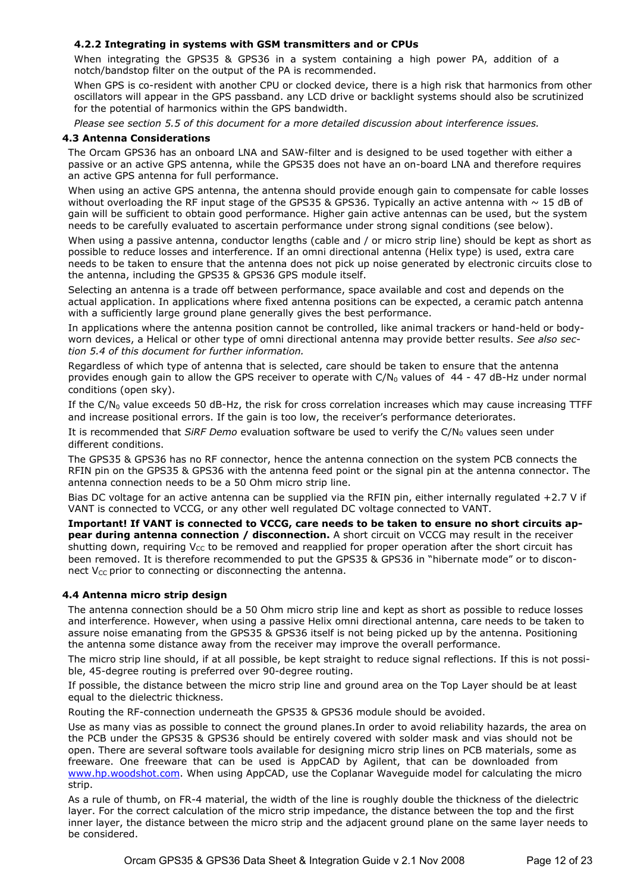### 4.2.2 Integrating in systems with GSM transmitters and or CPUs

When integrating the GPS35 & GPS36 in a system containing a high power PA, addition of a notch/bandstop filter on the output of the PA is recommended.

When GPS is co-resident with another CPU or clocked device, there is a high risk that harmonics from other oscillators will appear in the GPS passband. any LCD drive or backlight systems should also be scrutinized for the potential of harmonics within the GPS bandwidth.

*Please see section 5.5 of this document for a more detailed discussion about interference issues.*

### 4.3 Antenna Considerations

The Orcam GPS36 has an onboard LNA and SAW-filter and is designed to be used together with either a passive or an active GPS antenna, while the GPS35 does not have an on-board LNA and therefore requires an active GPS antenna for full performance.

When using an active GPS antenna, the antenna should provide enough gain to compensate for cable losses without overloading the RF input stage of the GPS35 & GPS36. Typically an active antenna with ~ 15 dB of gain will be sufficient to obtain good performance. Higher gain active antennas can be used, but the system needs to be carefully evaluated to ascertain performance under strong signal conditions (see below).

When using a passive antenna, conductor lengths (cable and / or micro strip line) should be kept as short as possible to reduce losses and interference. If an omni directional antenna (Helix type) is used, extra care needs to be taken to ensure that the antenna does not pick up noise generated by electronic circuits close to the antenna, including the GPS35 & GPS36 GPS module itself.

Selecting an antenna is a trade off between performance, space available and cost and depends on the actual application. In applications where fixed antenna positions can be expected, a ceramic patch antenna with a sufficiently large ground plane generally gives the best performance.

In applications where the antenna position cannot be controlled, like animal trackers or hand-held or body-worn devices, a Helical or other type of omni directional antenna may provide better results. *See also section 5.4 of this document for further information.*

Regardless of which type of antenna that is selected, care should be taken to ensure that the antenna provides enough gain to allow the GPS receiver to operate with $C/N_0$ values of 44 - 47 dB-Hz under normal conditions (open sky).

If the $C/N_0$ value exceeds 50 dB-Hz, the risk for cross correlation increases which may cause increasing TTFF and increase positional errors. If the gain is too low, the receiver's performance deteriorates.

It is recommended that *SiRF Demo* evaluation software be used to verify the $C/N_0$ values seen under different conditions.

The GPS35 & GPS36 has no RF connector, hence the antenna connection on the system PCB connects the RFIN pin on the GPS35 & GPS36 with the antenna feed point or the signal pin at the antenna connector. The antenna connection needs to be a 50 Ohm micro strip line.

Bias DC voltage for an active antenna can be supplied via the RFIN pin, either internally regulated +2.7 V if VANT is connected to VCCG, or any other well regulated DC voltage connected to VANT.

**Important! If VANT is connected to VCCG, care needs to be taken to ensure no short circuits appear during antenna connection / disconnection.** A short circuit on VCCG may result in the receiver shutting down, requiring $V_{CC}$ to be removed and reapplied for proper operation after the short circuit has been removed. It is therefore recommended to put the GPS35 & GPS36 in "hibernate mode" or to disconnect $V_{CC}$ prior to connecting or disconnecting the antenna.

### 4.4 Antenna micro strip design

The antenna connection should be a 50 Ohm micro strip line and kept as short as possible to reduce losses and interference. However, when using a passive Helix omni directional antenna, care needs to be taken to assure noise emanating from the GPS35 & GPS36 itself is not being picked up by the antenna. Positioning the antenna some distance away from the receiver may improve the overall performance.

The micro strip line should, if at all possible, be kept straight to reduce signal reflections. If this is not possible, 45-degree routing is preferred over 90-degree routing.

If possible, the distance between the micro strip line and ground area on the Top Layer should be at least equal to the dielectric thickness.

Routing the RF-connection underneath the GPS35 & GPS36 module should be avoided.

Use as many vias as possible to connect the ground planes.In order to avoid reliability hazards, the area on the PCB under the GPS35 & GPS36 should be entirely covered with solder mask and vias should not be open. There are several software tools available for designing micro strip lines on PCB materials, some as freeware. One freeware that can be used is AppCAD by Agilent, that can be downloaded from www.hp.woodshot.com. When using AppCAD, use the Coplanar Waveguide model for calculating the micro strip.

As a rule of thumb, on FR-4 material, the width of the line is roughly double the thickness of the dielectric layer. For the correct calculation of the micro strip impedance, the distance between the top and the first inner layer, the distance between the micro strip and the adjacent ground plane on the same layer needs to be considered.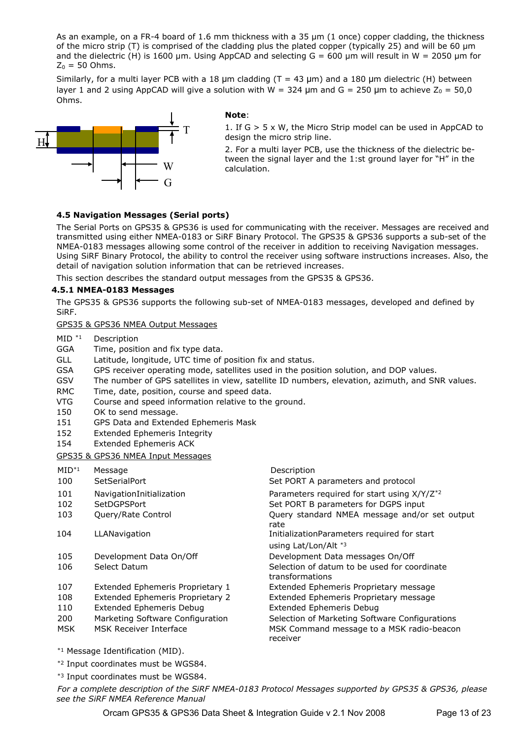As an example, on a FR-4 board of 1.6 mm thickness with a 35 μm (1 once) copper cladding, the thickness of the micro strip (T) is comprised of the cladding plus the plated copper (typically 25) and will be 60 μm and the dielectric (H) is 1600 μm. Using AppCAD and selecting G = 600 μm will result in W = 2050 μm for $Z_0$ = 50 Ohms.

Similarly, for a multi layer PCB with a 18 μm cladding (T = 43 μm) and a 180 μm dielectric (H) between layer 1 and 2 using AppCAD will give a solution with W = 324 μm and G = 250 μm to achieve $Z_0$ = 50,0 Ohms.

**Note**:

1. If G > 5 x W, the Micro Strip model can be used in AppCAD to design the micro strip line.
2. For a multi layer PCB, use the thickness of the dielectric between the signal layer and the 1:st ground layer for "H" in the calculation.

### 4.5 Navigation Messages (Serial ports)

The Serial Ports on GPS35 & GPS36 is used for communicating with the receiver. Messages are received and transmitted using either NMEA-0183 or SiRF Binary Protocol. The GPS35 & GPS36 supports a sub-set of the NMEA-0183 messages allowing some control of the receiver in addition to receiving Navigation messages. Using SiRF Binary Protocol, the ability to control the receiver using software instructions increases. Also, the detail of navigation solution information that can be retrieved increases.

This section describes the standard output messages from the GPS35 & GPS36.

#### 4.5.1 NMEA-0183 Messages

The GPS35 & GPS36 supports the following sub-set of NMEA-0183 messages, developed and defined by SiRF.

GPS35 & GPS36 NMEA Output Messages

| MID [*1] | Description |
|---|---|
| GGA | Time, position and fix type data. |
| GLL | Latitude, longitude, UTC time of position fix and status. |
| GSA | GPS receiver operating mode, satellites used in the position solution, and DOP values. |
| GSV | The number of GPS satellites in view, satellite ID numbers, elevation, azimuth, and SNR values. |
| RMC | Time, date, position, course and speed data. |
| VTG | Course and speed information relative to the ground. |
| 150 | OK to send message. |
| 151 | GPS Data and Extended Ephemeris Mask |
| 152 | Extended Ephemeris Integrity |
| 154 | Extended Ephemeris ACK |

GPS35 & GPS36 NMEA Input Messages

| MID[*1] | Message | Description |
|---|---|---|
| 100 | SetSerialPort | Set PORT A parameters and protocol |
| 101 | NavigationInitialization | Parameters required for start using X/Y/Z[*2] |
| 102 | SetDGPSPort | Set PORT B parameters for DGPS input |
| 103 | Query/Rate Control | Query standard NMEA message and/or set output rate |
| 104 | LLANavigation | InitializationParameters required for start using Lat/Lon/Alt [*3] |
| 105 | Development Data On/Off | Development Data messages On/Off |
| 106 | Select Datum | Selection of datum to be used for coordinate transformations |
| 107 | Extended Ephemeris Proprietary 1 | Extended Ephemeris Proprietary message |
| 108 | Extended Ephemeris Proprietary 2 | Extended Ephemeris Proprietary message |
| 110 | Extended Ephemeris Debug | Extended Ephemeris Debug |
| 200 | Marketing Software Configuration | Selection of Marketing Software Configurations |
| MSK | MSK Receiver Interface | MSK Command message to a MSK radio-beacon receiver |

[*1] Message Identification (MID).

[*2] Input coordinates must be WGS84.

[*3] Input coordinates must be WGS84.

*For a complete description of the SiRF NMEA-0183 Protocol Messages supported by GPS35 & GPS36, please see the SiRF NMEA Reference Manual*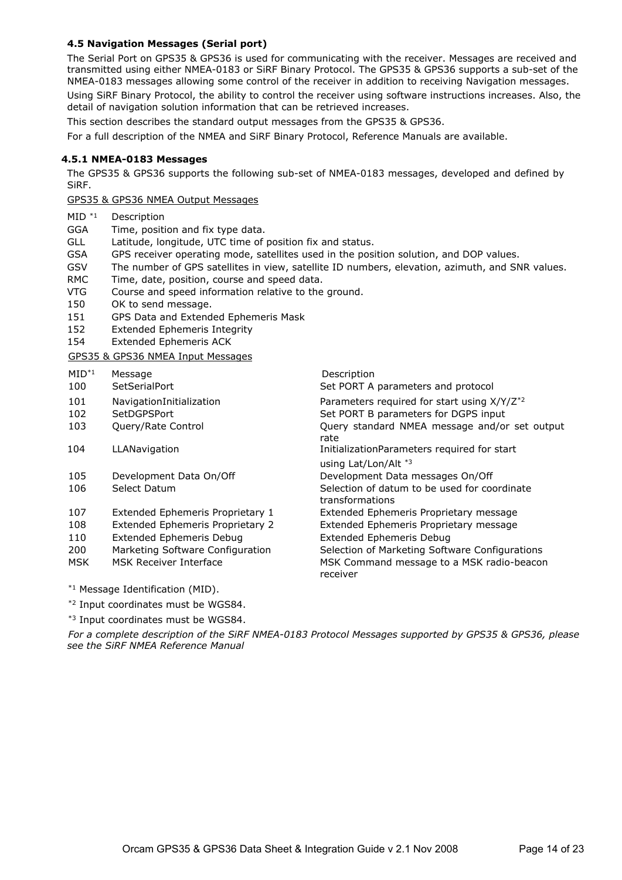### 4.5 Navigation Messages (Serial port)

The Serial Port on GPS35 & GPS36 is used for communicating with the receiver. Messages are received and transmitted using either NMEA-0183 or SiRF Binary Protocol. The GPS35 & GPS36 supports a sub-set of the NMEA-0183 messages allowing some control of the receiver in addition to receiving Navigation messages.

Using SiRF Binary Protocol, the ability to control the receiver using software instructions increases. Also, the detail of navigation solution information that can be retrieved increases.

This section describes the standard output messages from the GPS35 & GPS36.

For a full description of the NMEA and SiRF Binary Protocol, Reference Manuals are available.

#### 4.5.1 NMEA-0183 Messages

The GPS35 & GPS36 supports the following sub-set of NMEA-0183 messages, developed and defined by SiRF.

GPS35 & GPS36 NMEA Output Messages

| MID [*1] | Description |
|---|---|
| GGA | Time, position and fix type data. |
| GLL | Latitude, longitude, UTC time of position fix and status. |
| GSA | GPS receiver operating mode, satellites used in the position solution, and DOP values. |
| GSV | The number of GPS satellites in view, satellite ID numbers, elevation, azimuth, and SNR values. |
| RMC | Time, date, position, course and speed data. |
| VTG | Course and speed information relative to the ground. |
| 150 | OK to send message. |
| 151 | GPS Data and Extended Ephemeris Mask |
| 152 | Extended Ephemeris Integrity |
| 154 | Extended Ephemeris ACK |

GPS35 & GPS36 NMEA Input Messages

| MID[*1] | Message | Description |
|---|---|---|
| 100 | SetSerialPort | Set PORT A parameters and protocol |
| 101 | NavigationInitialization | Parameters required for start using X/Y/Z[*2] |
| 102 | SetDGPSPort | Set PORT B parameters for DGPS input |
| 103 | Query/Rate Control | Query standard NMEA message and/or set output rate |
| 104 | LLANavigation | InitializationParameters required for start using Lat/Lon/Alt [*3] |
| 105 | Development Data On/Off | Development Data messages On/Off |
| 106 | Select Datum | Selection of datum to be used for coordinate transformations |
| 107 | Extended Ephemeris Proprietary 1 | Extended Ephemeris Proprietary message |
| 108 | Extended Ephemeris Proprietary 2 | Extended Ephemeris Proprietary message |
| 110 | Extended Ephemeris Debug | Extended Ephemeris Debug |
| 200 | Marketing Software Configuration | Selection of Marketing Software Configurations |
| MSK | MSK Receiver Interface | MSK Command message to a MSK radio-beacon receiver |

[*1] Message Identification (MID).

[*2] Input coordinates must be WGS84.

[*3] Input coordinates must be WGS84.

*For a complete description of the SiRF NMEA-0183 Protocol Messages supported by GPS35 & GPS36, please see the SiRF NMEA Reference Manual*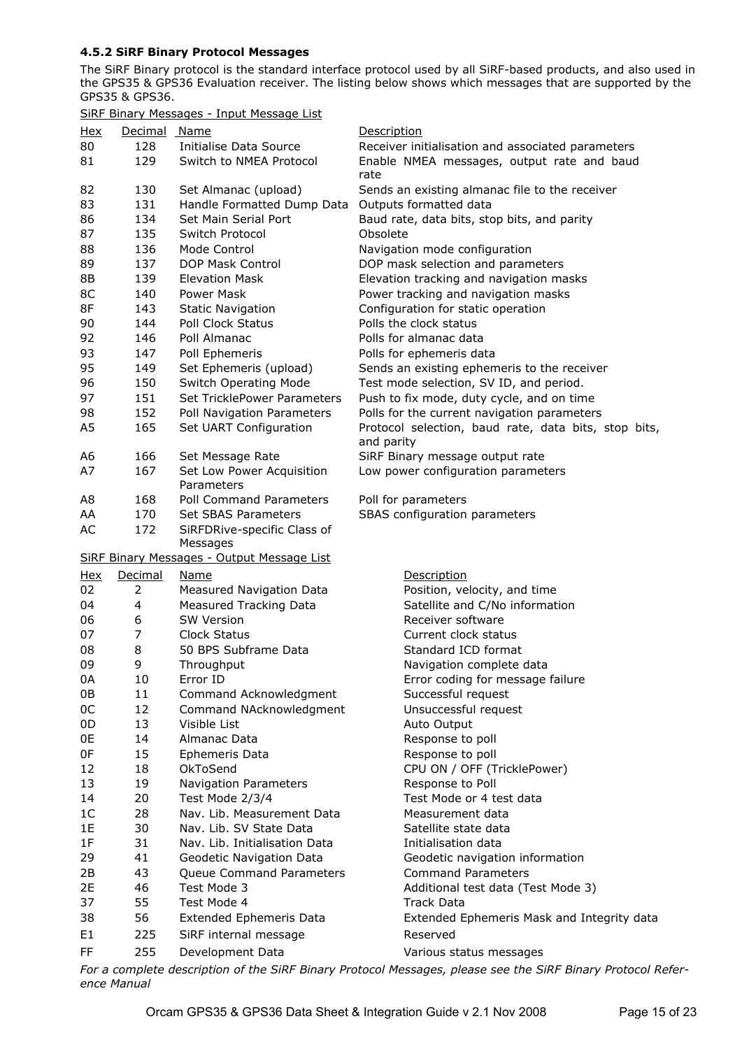### 4.5.2 SiRF Binary Protocol Messages

The SiRF Binary protocol is the standard interface protocol used by all SiRF-based products, and also used in the GPS35 & GPS36 Evaluation receiver. The listing below shows which messages that are supported by the GPS35 & GPS36.

SiRF Binary Messages - Input Message List

| Hex | Decimal | Name | Description |
|---|---|---|---|
| 80 | 128 | Initialise Data Source | Receiver initialisation and associated parameters |
| 81 | 129 | Switch to NMEA Protocol | Enable NMEA messages, output rate and baud rate |
| 82 | 130 | Set Almanac (upload) | Sends an existing almanac file to the receiver |
| 83 | 131 | Handle Formatted Dump Data | Outputs formatted data |
| 86 | 134 | Set Main Serial Port | Baud rate, data bits, stop bits, and parity |
| 87 | 135 | Switch Protocol | Obsolete |
| 88 | 136 | Mode Control | Navigation mode configuration |
| 89 | 137 | DOP Mask Control | DOP mask selection and parameters |
| 8B | 139 | Elevation Mask | Elevation tracking and navigation masks |
| 8C | 140 | Power Mask | Power tracking and navigation masks |
| 8F | 143 | Static Navigation | Configuration for static operation |
| 90 | 144 | Poll Clock Status | Polls the clock status |
| 92 | 146 | Poll Almanac | Polls for almanac data |
| 93 | 147 | Poll Ephemeris | Polls for ephemeris data |
| 95 | 149 | Set Ephemeris (upload) | Sends an existing ephemeris to the receiver |
| 96 | 150 | Switch Operating Mode | Test mode selection, SV ID, and period. |
| 97 | 151 | Set TricklePower Parameters | Push to fix mode, duty cycle, and on time |
| 98 | 152 | Poll Navigation Parameters | Polls for the current navigation parameters |
| A5 | 165 | Set UART Configuration | Protocol selection, baud rate, data bits, stop bits, and parity |
| A6 | 166 | Set Message Rate | SiRF Binary message output rate |
| A7 | 167 | Set Low Power Acquisition Parameters | Low power configuration parameters |
| A8 | 168 | Poll Command Parameters | Poll for parameters |
| AA | 170 | Set SBAS Parameters | SBAS configuration parameters |
| AC | 172 | SiRFDRive-specific Class of Messages | |

SiRF Binary Messages - Output Message List

| Hex | Decimal | Name | Description |
|---|---|---|---|
| 02 | 2 | Measured Navigation Data | Position, velocity, and time |
| 04 | 4 | Measured Tracking Data | Satellite and C/No information |
| 06 | 6 | SW Version | Receiver software |
| 07 | 7 | Clock Status | Current clock status |
| 08 | 8 | 50 BPS Subframe Data | Standard ICD format |
| 09 | 9 | Throughput | Navigation complete data |
| 0A | 10 | Error ID | Error coding for message failure |
| 0B | 11 | Command Acknowledgment | Successful request |
| 0C | 12 | Command NAcknowledgment | Unsuccessful request |
| 0D | 13 | Visible List | Auto Output |
| 0E | 14 | Almanac Data | Response to poll |
| 0F | 15 | Ephemeris Data | Response to poll |
| 12 | 18 | OkToSend | CPU ON / OFF (TricklePower) |
| 13 | 19 | Navigation Parameters | Response to Poll |
| 14 | 20 | Test Mode 2/3/4 | Test Mode or 4 test data |
| 1C | 28 | Nav. Lib. Measurement Data | Measurement data |
| 1E | 30 | Nav. Lib. SV State Data | Satellite state data |
| 1F | 31 | Nav. Lib. Initialisation Data | Initialisation data |
| 29 | 41 | Geodetic Navigation Data | Geodetic navigation information |
| 2B | 43 | Queue Command Parameters | Command Parameters |
| 2E | 46 | Test Mode 3 | Additional test data (Test Mode 3) |
| 37 | 55 | Test Mode 4 | Track Data |
| 38 | 56 | Extended Ephemeris Data | Extended Ephemeris Mask and Integrity data |
| E1 | 225 | SiRF internal message | Reserved |
| FF | 255 | Development Data | Various status messages |

*For a complete description of the SiRF Binary Protocol Messages, please see the SiRF Binary Protocol Reference Manual*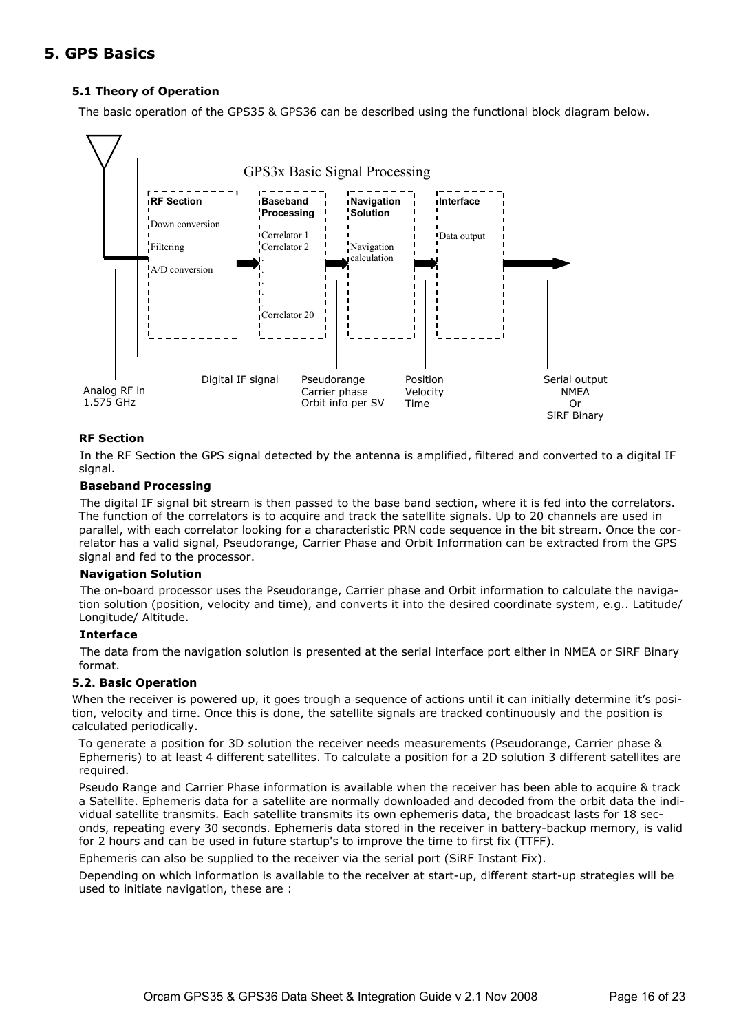# 5. GPS Basics

### 5.1 Theory of Operation

The basic operation of the GPS35 & GPS36 can be described using the functional block diagram below.

GPS3x Basic Signal Processing

**RF Section**
Down conversion
Filtering
A/D conversion

**Baseband Processing**
Correlator 1
Correlator 2
.
.
.
.
Correlator 20

**Navigation Solution**
Navigation calculation

**Interface**
Data output

Analog RF in 1.575 GHz

Digital IF signal

Pseudorange
Carrier phase
Orbit info per SV

Position
Velocity
Time

Serial output
NMEA
Or
SiRF Binary

**RF Section**

In the RF Section the GPS signal detected by the antenna is amplified, filtered and converted to a digital IF signal.

**Baseband Processing**

The digital IF signal bit stream is then passed to the base band section, where it is fed into the correlators. The function of the correlators is to acquire and track the satellite signals. Up to 20 channels are used in parallel, with each correlator looking for a characteristic PRN code sequence in the bit stream. Once the correlator has a valid signal, Pseudorange, Carrier Phase and Orbit Information can be extracted from the GPS signal and fed to the processor.

**Navigation Solution**

The on-board processor uses the Pseudorange, Carrier phase and Orbit information to calculate the navigation solution (position, velocity and time), and converts it into the desired coordinate system, e.g.. Latitude/ Longitude/ Altitude.

**Interface**

The data from the navigation solution is presented at the serial interface port either in NMEA or SiRF Binary format.

### 5.2. Basic Operation

When the receiver is powered up, it goes trough a sequence of actions until it can initially determine it's position, velocity and time. Once this is done, the satellite signals are tracked continuously and the position is calculated periodically.

To generate a position for 3D solution the receiver needs measurements (Pseudorange, Carrier phase & Ephemeris) to at least 4 different satellites. To calculate a position for a 2D solution 3 different satellites are required.

Pseudo Range and Carrier Phase information is available when the receiver has been able to acquire & track a Satellite. Ephemeris data for a satellite are normally downloaded and decoded from the orbit data the individual satellite transmits. Each satellite transmits its own ephemeris data, the broadcast lasts for 18 seconds, repeating every 30 seconds. Ephemeris data stored in the receiver in battery-backup memory, is valid for 2 hours and can be used in future startup's to improve the time to first fix (TTFF).

Ephemeris can also be supplied to the receiver via the serial port (SiRF Instant Fix).

Depending on which information is available to the receiver at start-up, different start-up strategies will be used to initiate navigation, these are :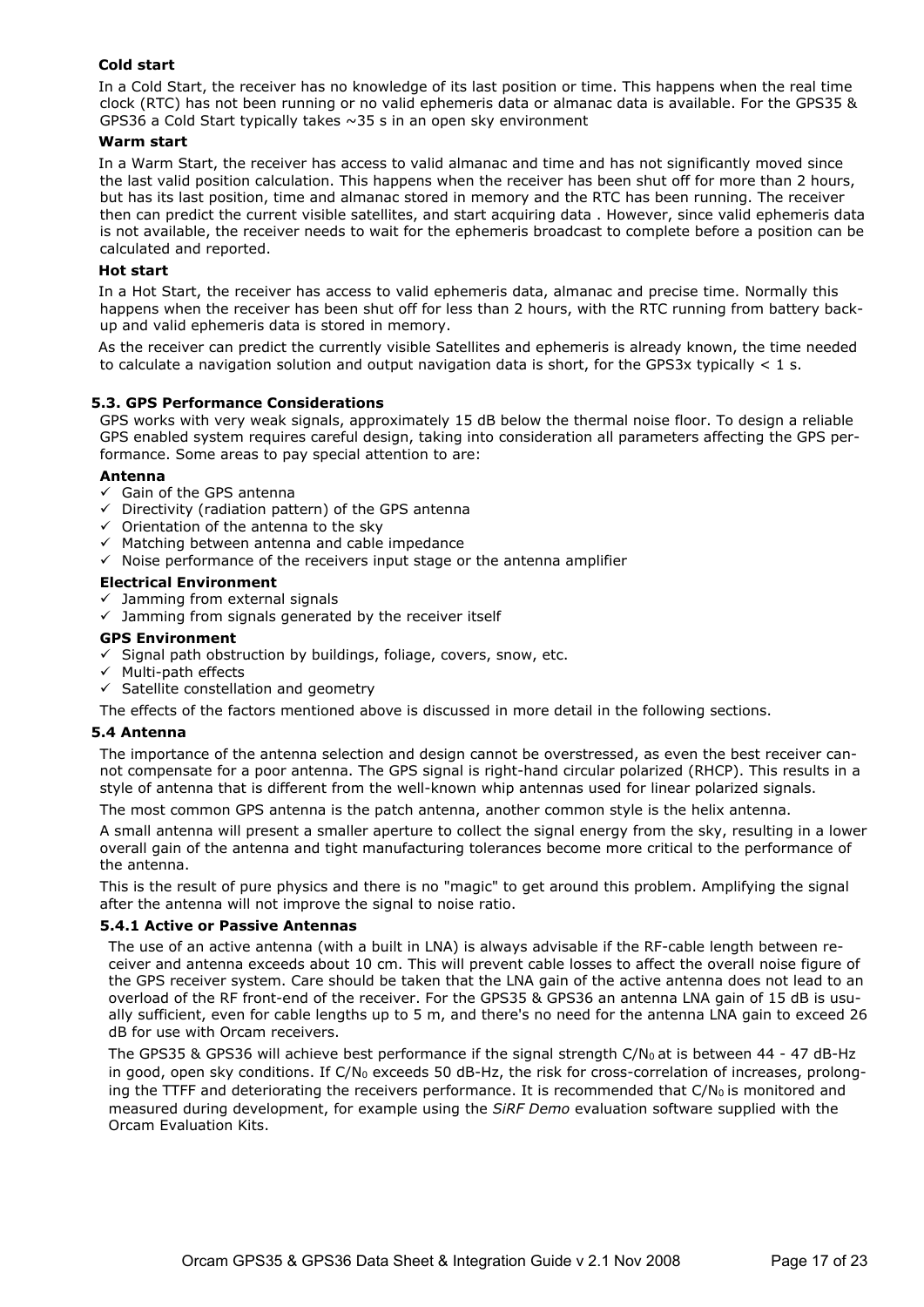**Cold start**

In a Cold Start, the receiver has no knowledge of its last position or time. This happens when the real time clock (RTC) has not been running or no valid ephemeris data or almanac data is available. For the GPS35 & GPS36 a Cold Start typically takes ~35 s in an open sky environment

**Warm start**

In a Warm Start, the receiver has access to valid almanac and time and has not significantly moved since the last valid position calculation. This happens when the receiver has been shut off for more than 2 hours, but has its last position, time and almanac stored in memory and the RTC has been running. The receiver then can predict the current visible satellites, and start acquiring data . However, since valid ephemeris data is not available, the receiver needs to wait for the ephemeris broadcast to complete before a position can be calculated and reported.

**Hot start**

In a Hot Start, the receiver has access to valid ephemeris data, almanac and precise time. Normally this happens when the receiver has been shut off for less than 2 hours, with the RTC running from battery back-up and valid ephemeris data is stored in memory.

As the receiver can predict the currently visible Satellites and ephemeris is already known, the time needed to calculate a navigation solution and output navigation data is short, for the GPS3x typically < 1 s.

### 5.3. GPS Performance Considerations

GPS works with very weak signals, approximately 15 dB below the thermal noise floor. To design a reliable GPS enabled system requires careful design, taking into consideration all parameters affecting the GPS performance. Some areas to pay special attention to are:

**Antenna**

- ✓ Gain of the GPS antenna
- ✓ Directivity (radiation pattern) of the GPS antenna
- ✓ Orientation of the antenna to the sky
- ✓ Matching between antenna and cable impedance
- ✓ Noise performance of the receivers input stage or the antenna amplifier

**Electrical Environment**

- ✓ Jamming from external signals
- ✓ Jamming from signals generated by the receiver itself

**GPS Environment**

- ✓ Signal path obstruction by buildings, foliage, covers, snow, etc.
- ✓ Multi-path effects
- ✓ Satellite constellation and geometry

The effects of the factors mentioned above is discussed in more detail in the following sections.

### 5.4 Antenna

The importance of the antenna selection and design cannot be overstressed, as even the best receiver cannot compensate for a poor antenna. The GPS signal is right-hand circular polarized (RHCP). This results in a style of antenna that is different from the well-known whip antennas used for linear polarized signals.

The most common GPS antenna is the patch antenna, another common style is the helix antenna.

A small antenna will present a smaller aperture to collect the signal energy from the sky, resulting in a lower overall gain of the antenna and tight manufacturing tolerances become more critical to the performance of the antenna.

This is the result of pure physics and there is no "magic" to get around this problem. Amplifying the signal after the antenna will not improve the signal to noise ratio.

#### 5.4.1 Active or Passive Antennas

The use of an active antenna (with a built in LNA) is always advisable if the RF-cable length between receiver and antenna exceeds about 10 cm. This will prevent cable losses to affect the overall noise figure of the GPS receiver system. Care should be taken that the LNA gain of the active antenna does not lead to an overload of the RF front-end of the receiver. For the GPS35 & GPS36 an antenna LNA gain of 15 dB is usually sufficient, even for cable lengths up to 5 m, and there's no need for the antenna LNA gain to exceed 26 dB for use with Orcam receivers.

The GPS35 & GPS36 will achieve best performance if the signal strength $C/N_0$ at is between 44 - 47 dB-Hz in good, open sky conditions. If $C/N_0$ exceeds 50 dB-Hz, the risk for cross-correlation of increases, prolonging the TTFF and deteriorating the receivers performance. It is recommended that $C/N_0$ is monitored and measured during development, for example using the *SiRF Demo* evaluation software supplied with the Orcam Evaluation Kits.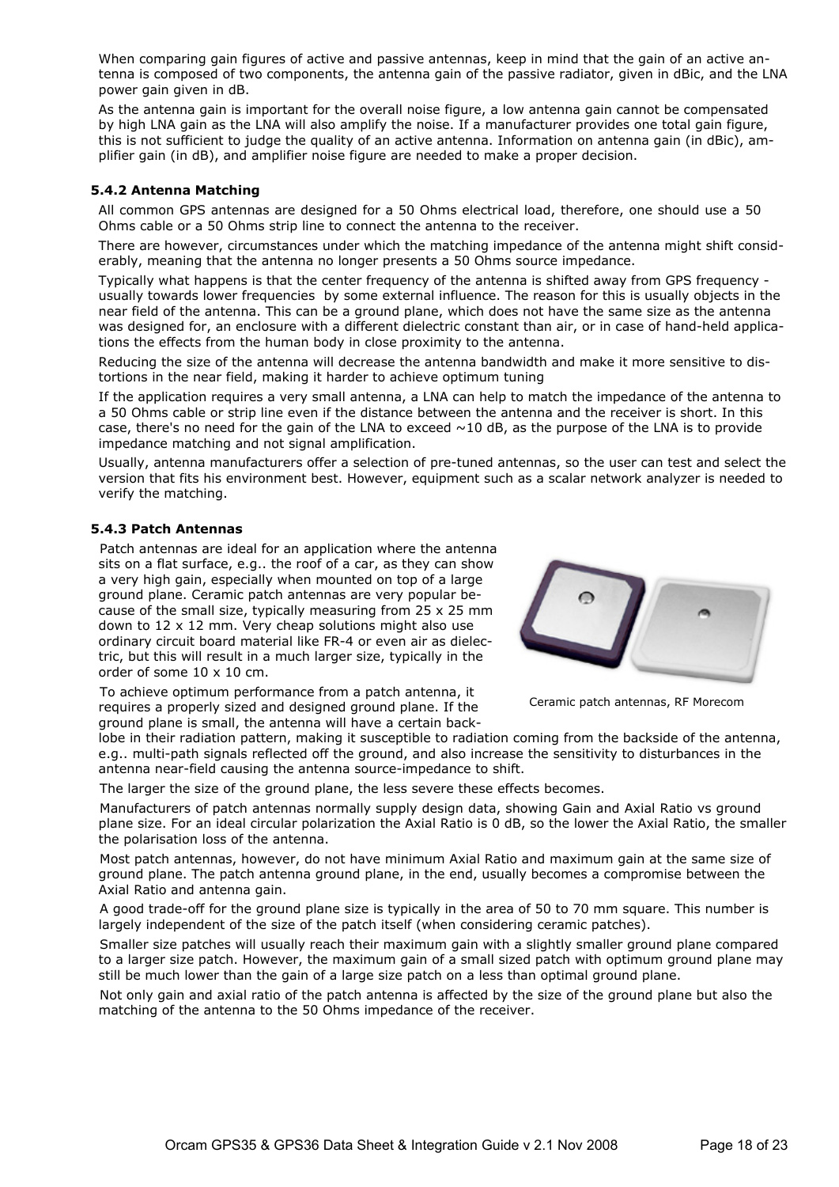When comparing gain figures of active and passive antennas, keep in mind that the gain of an active antenna is composed of two components, the antenna gain of the passive radiator, given in dBic, and the LNA power gain given in dB.

As the antenna gain is important for the overall noise figure, a low antenna gain cannot be compensated by high LNA gain as the LNA will also amplify the noise. If a manufacturer provides one total gain figure, this is not sufficient to judge the quality of an active antenna. Information on antenna gain (in dBic), amplifier gain (in dB), and amplifier noise figure are needed to make a proper decision.

### 5.4.2 Antenna Matching

All common GPS antennas are designed for a 50 Ohms electrical load, therefore, one should use a 50 Ohms cable or a 50 Ohms strip line to connect the antenna to the receiver.

There are however, circumstances under which the matching impedance of the antenna might shift considerably, meaning that the antenna no longer presents a 50 Ohms source impedance.

Typically what happens is that the center frequency of the antenna is shifted away from GPS frequency - usually towards lower frequencies by some external influence. The reason for this is usually objects in the near field of the antenna. This can be a ground plane, which does not have the same size as the antenna was designed for, an enclosure with a different dielectric constant than air, or in case of hand-held applications the effects from the human body in close proximity to the antenna.

Reducing the size of the antenna will decrease the antenna bandwidth and make it more sensitive to distortions in the near field, making it harder to achieve optimum tuning

If the application requires a very small antenna, a LNA can help to match the impedance of the antenna to a 50 Ohms cable or strip line even if the distance between the antenna and the receiver is short. In this case, there's no need for the gain of the LNA to exceed ~10 dB, as the purpose of the LNA is to provide impedance matching and not signal amplification.

Usually, antenna manufacturers offer a selection of pre-tuned antennas, so the user can test and select the version that fits his environment best. However, equipment such as a scalar network analyzer is needed to verify the matching.

### 5.4.3 Patch Antennas

Patch antennas are ideal for an application where the antenna sits on a flat surface, e.g.. the roof of a car, as they can show a very high gain, especially when mounted on top of a large ground plane. Ceramic patch antennas are very popular because of the small size, typically measuring from 25 x 25 mm down to 12 x 12 mm. Very cheap solutions might also use ordinary circuit board material like FR-4 or even air as dielectric, but this will result in a much larger size, typically in the order of some 10 x 10 cm.

Ceramic patch antennas, RF Morecom

To achieve optimum performance from a patch antenna, it requires a properly sized and designed ground plane. If the ground plane is small, the antenna will have a certain backlobe in their radiation pattern, making it susceptible to radiation coming from the backside of the antenna, e.g.. multi-path signals reflected off the ground, and also increase the sensitivity to disturbances in the antenna near-field causing the antenna source-impedance to shift.

The larger the size of the ground plane, the less severe these effects becomes.

Manufacturers of patch antennas normally supply design data, showing Gain and Axial Ratio vs ground plane size. For an ideal circular polarization the Axial Ratio is 0 dB, so the lower the Axial Ratio, the smaller the polarisation loss of the antenna.

Most patch antennas, however, do not have minimum Axial Ratio and maximum gain at the same size of ground plane. The patch antenna ground plane, in the end, usually becomes a compromise between the Axial Ratio and antenna gain.

A good trade-off for the ground plane size is typically in the area of 50 to 70 mm square. This number is largely independent of the size of the patch itself (when considering ceramic patches).

Smaller size patches will usually reach their maximum gain with a slightly smaller ground plane compared to a larger size patch. However, the maximum gain of a small sized patch with optimum ground plane may still be much lower than the gain of a large size patch on a less than optimal ground plane.

Not only gain and axial ratio of the patch antenna is affected by the size of the ground plane but also the matching of the antenna to the 50 Ohms impedance of the receiver.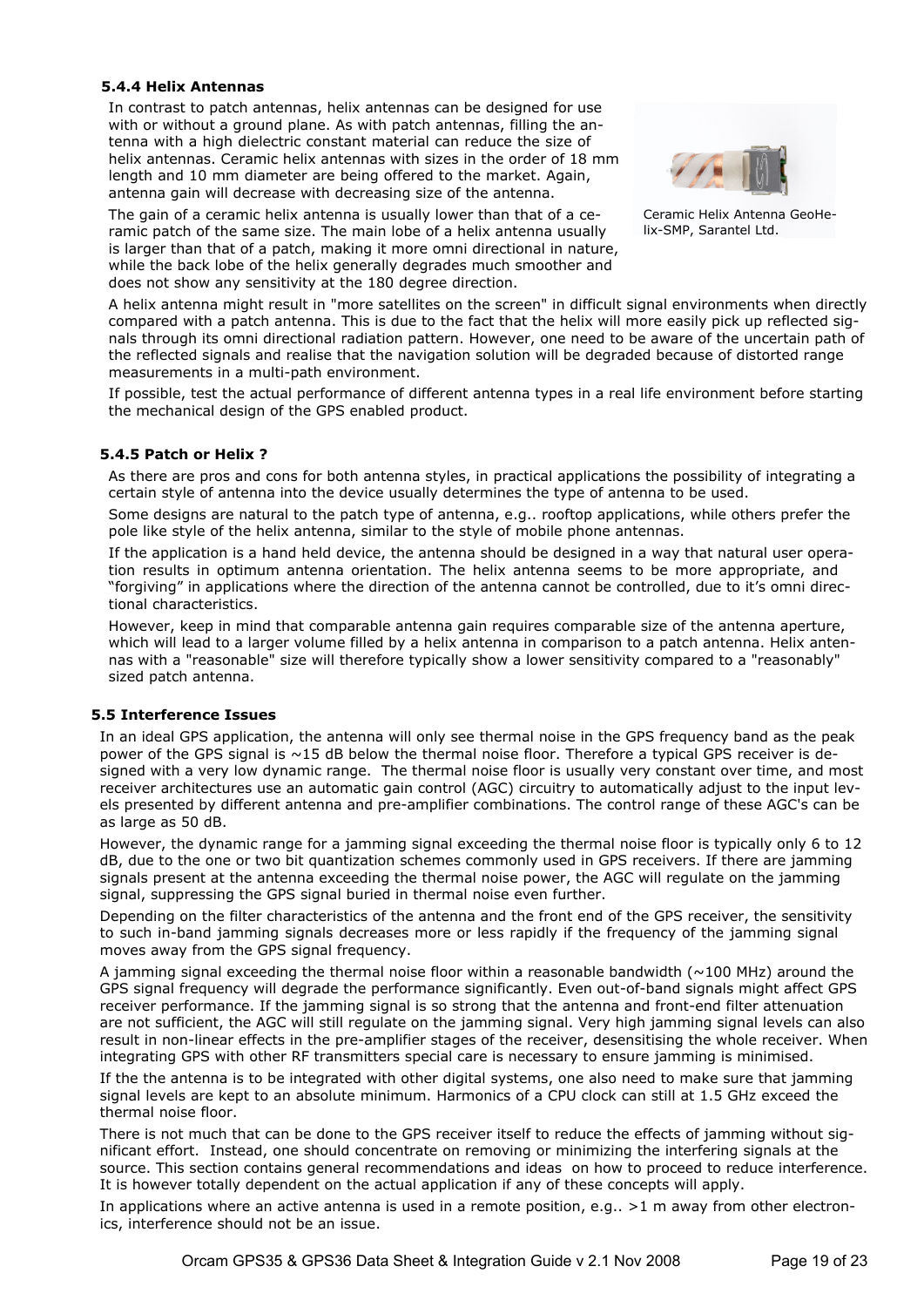### 5.4.4 Helix Antennas

In contrast to patch antennas, helix antennas can be designed for use with or without a ground plane. As with patch antennas, filling the antenna with a high dielectric constant material can reduce the size of helix antennas. Ceramic helix antennas with sizes in the order of 18 mm length and 10 mm diameter are being offered to the market. Again, antenna gain will decrease with decreasing size of the antenna.

Ceramic Helix Antenna GeoHelix-SMP, Sarantel Ltd.

The gain of a ceramic helix antenna is usually lower than that of a ceramic patch of the same size. The main lobe of a helix antenna usually is larger than that of a patch, making it more omni directional in nature, while the back lobe of the helix generally degrades much smoother and does not show any sensitivity at the 180 degree direction.

A helix antenna might result in "more satellites on the screen" in difficult signal environments when directly compared with a patch antenna. This is due to the fact that the helix will more easily pick up reflected signals through its omni directional radiation pattern. However, one need to be aware of the uncertain path of the reflected signals and realise that the navigation solution will be degraded because of distorted range measurements in a multi-path environment.

If possible, test the actual performance of different antenna types in a real life environment before starting the mechanical design of the GPS enabled product.

### 5.4.5 Patch or Helix ?

As there are pros and cons for both antenna styles, in practical applications the possibility of integrating a certain style of antenna into the device usually determines the type of antenna to be used.

Some designs are natural to the patch type of antenna, e.g.. rooftop applications, while others prefer the pole like style of the helix antenna, similar to the style of mobile phone antennas.

If the application is a hand held device, the antenna should be designed in a way that natural user operation results in optimum antenna orientation. The helix antenna seems to be more appropriate, and "forgiving" in applications where the direction of the antenna cannot be controlled, due to it's omni directional characteristics.

However, keep in mind that comparable antenna gain requires comparable size of the antenna aperture, which will lead to a larger volume filled by a helix antenna in comparison to a patch antenna. Helix antennas with a "reasonable" size will therefore typically show a lower sensitivity compared to a "reasonably" sized patch antenna.

## 5.5 Interference Issues

In an ideal GPS application, the antenna will only see thermal noise in the GPS frequency band as the peak power of the GPS signal is ~15 dB below the thermal noise floor. Therefore a typical GPS receiver is designed with a very low dynamic range. The thermal noise floor is usually very constant over time, and most receiver architectures use an automatic gain control (AGC) circuitry to automatically adjust to the input levels presented by different antenna and pre-amplifier combinations. The control range of these AGC's can be as large as 50 dB.

However, the dynamic range for a jamming signal exceeding the thermal noise floor is typically only 6 to 12 dB, due to the one or two bit quantization schemes commonly used in GPS receivers. If there are jamming signals present at the antenna exceeding the thermal noise power, the AGC will regulate on the jamming signal, suppressing the GPS signal buried in thermal noise even further.

Depending on the filter characteristics of the antenna and the front end of the GPS receiver, the sensitivity to such in-band jamming signals decreases more or less rapidly if the frequency of the jamming signal moves away from the GPS signal frequency.

A jamming signal exceeding the thermal noise floor within a reasonable bandwidth (~100 MHz) around the GPS signal frequency will degrade the performance significantly. Even out-of-band signals might affect GPS receiver performance. If the jamming signal is so strong that the antenna and front-end filter attenuation are not sufficient, the AGC will still regulate on the jamming signal. Very high jamming signal levels can also result in non-linear effects in the pre-amplifier stages of the receiver, desensitising the whole receiver. When integrating GPS with other RF transmitters special care is necessary to ensure jamming is minimised.

If the the antenna is to be integrated with other digital systems, one also need to make sure that jamming signal levels are kept to an absolute minimum. Harmonics of a CPU clock can still at 1.5 GHz exceed the thermal noise floor.

There is not much that can be done to the GPS receiver itself to reduce the effects of jamming without significant effort. Instead, one should concentrate on removing or minimizing the interfering signals at the source. This section contains general recommendations and ideas on how to proceed to reduce interference. It is however totally dependent on the actual application if any of these concepts will apply.

In applications where an active antenna is used in a remote position, e.g.. >1 m away from other electronics, interference should not be an issue.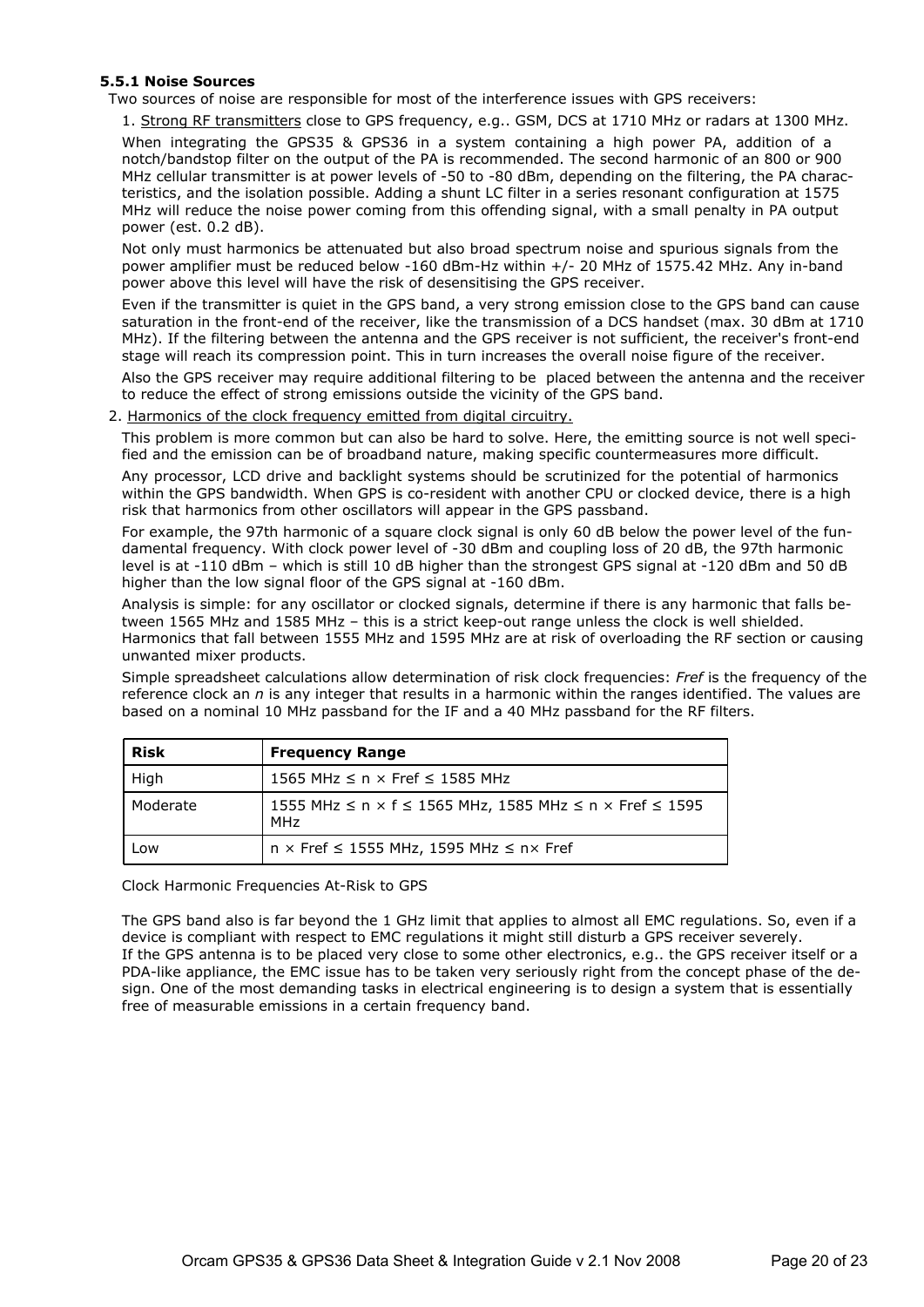### 5.5.1 Noise Sources

Two sources of noise are responsible for most of the interference issues with GPS receivers:

1. Strong RF transmitters close to GPS frequency, e.g.. GSM, DCS at 1710 MHz or radars at 1300 MHz.

   When integrating the GPS35 & GPS36 in a system containing a high power PA, addition of a notch/bandstop filter on the output of the PA is recommended. The second harmonic of an 800 or 900 MHz cellular transmitter is at power levels of -50 to -80 dBm, depending on the filtering, the PA characteristics, and the isolation possible. Adding a shunt LC filter in a series resonant configuration at 1575 MHz will reduce the noise power coming from this offending signal, with a small penalty in PA output power (est. 0.2 dB).

   Not only must harmonics be attenuated but also broad spectrum noise and spurious signals from the power amplifier must be reduced below -160 dBm-Hz within +/- 20 MHz of 1575.42 MHz. Any in-band power above this level will have the risk of desensitising the GPS receiver.

   Even if the transmitter is quiet in the GPS band, a very strong emission close to the GPS band can cause saturation in the front-end of the receiver, like the transmission of a DCS handset (max. 30 dBm at 1710 MHz). If the filtering between the antenna and the GPS receiver is not sufficient, the receiver's front-end stage will reach its compression point. This in turn increases the overall noise figure of the receiver.

   Also the GPS receiver may require additional filtering to be placed between the antenna and the receiver to reduce the effect of strong emissions outside the vicinity of the GPS band.

2. Harmonics of the clock frequency emitted from digital circuitry.

   This problem is more common but can also be hard to solve. Here, the emitting source is not well specified and the emission can be of broadband nature, making specific countermeasures more difficult.

   Any processor, LCD drive and backlight systems should be scrutinized for the potential of harmonics within the GPS bandwidth. When GPS is co-resident with another CPU or clocked device, there is a high risk that harmonics from other oscillators will appear in the GPS passband.

   For example, the 97th harmonic of a square clock signal is only 60 dB below the power level of the fundamental frequency. With clock power level of -30 dBm and coupling loss of 20 dB, the 97th harmonic level is at -110 dBm – which is still 10 dB higher than the strongest GPS signal at -120 dBm and 50 dB higher than the low signal floor of the GPS signal at -160 dBm.

   Analysis is simple: for any oscillator or clocked signals, determine if there is any harmonic that falls between 1565 MHz and 1585 MHz – this is a strict keep-out range unless the clock is well shielded. Harmonics that fall between 1555 MHz and 1595 MHz are at risk of overloading the RF section or causing unwanted mixer products.

   Simple spreadsheet calculations allow determination of risk clock frequencies: *Fref* is the frequency of the reference clock an *n* is any integer that results in a harmonic within the ranges identified. The values are based on a nominal 10 MHz passband for the IF and a 40 MHz passband for the RF filters.

| Risk | Frequency Range |
|---|---|
| High | 1565 MHz ≤ n × Fref ≤ 1585 MHz |
| Moderate | 1555 MHz ≤ n × f ≤ 1565 MHz, 1585 MHz ≤ n × Fref ≤ 1595 MHz |
| Low | n × Fref ≤ 1555 MHz, 1595 MHz ≤ n× Fref |

Clock Harmonic Frequencies At-Risk to GPS

The GPS band also is far beyond the 1 GHz limit that applies to almost all EMC regulations. So, even if a device is compliant with respect to EMC regulations it might still disturb a GPS receiver severely.
If the GPS antenna is to be placed very close to some other electronics, e.g.. the GPS receiver itself or a PDA-like appliance, the EMC issue has to be taken very seriously right from the concept phase of the design. One of the most demanding tasks in electrical engineering is to design a system that is essentially free of measurable emissions in a certain frequency band.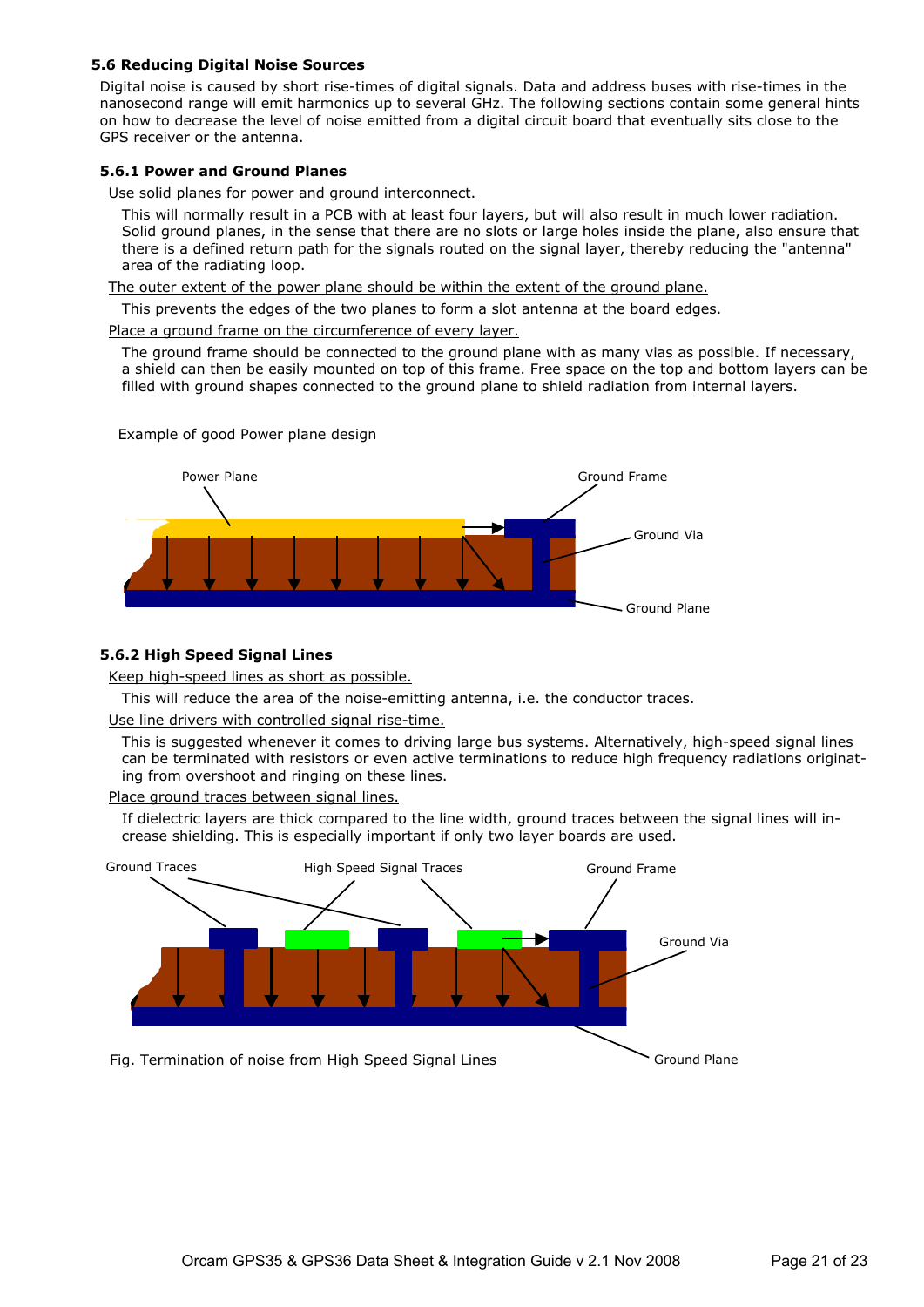### 5.6 Reducing Digital Noise Sources

Digital noise is caused by short rise-times of digital signals. Data and address buses with rise-times in the nanosecond range will emit harmonics up to several GHz. The following sections contain some general hints on how to decrease the level of noise emitted from a digital circuit board that eventually sits close to the GPS receiver or the antenna.

#### 5.6.1 Power and Ground Planes

Use solid planes for power and ground interconnect.

This will normally result in a PCB with at least four layers, but will also result in much lower radiation. Solid ground planes, in the sense that there are no slots or large holes inside the plane, also ensure that there is a defined return path for the signals routed on the signal layer, thereby reducing the "antenna" area of the radiating loop.

The outer extent of the power plane should be within the extent of the ground plane.

This prevents the edges of the two planes to form a slot antenna at the board edges.

Place a ground frame on the circumference of every layer.

The ground frame should be connected to the ground plane with as many vias as possible. If necessary, a shield can then be easily mounted on top of this frame. Free space on the top and bottom layers can be filled with ground shapes connected to the ground plane to shield radiation from internal layers.

Example of good Power plane design

Power Plane — Ground Frame — Ground Via — Ground Plane

#### 5.6.2 High Speed Signal Lines

Keep high-speed lines as short as possible.

This will reduce the area of the noise-emitting antenna, i.e. the conductor traces.

Use line drivers with controlled signal rise-time.

This is suggested whenever it comes to driving large bus systems. Alternatively, high-speed signal lines can be terminated with resistors or even active terminations to reduce high frequency radiations originating from overshoot and ringing on these lines.

Place ground traces between signal lines.

If dielectric layers are thick compared to the line width, ground traces between the signal lines will increase shielding. This is especially important if only two layer boards are used.

Ground Traces — High Speed Signal Traces — Ground Frame — Ground Via — Ground Plane

Fig. Termination of noise from High Speed Signal Lines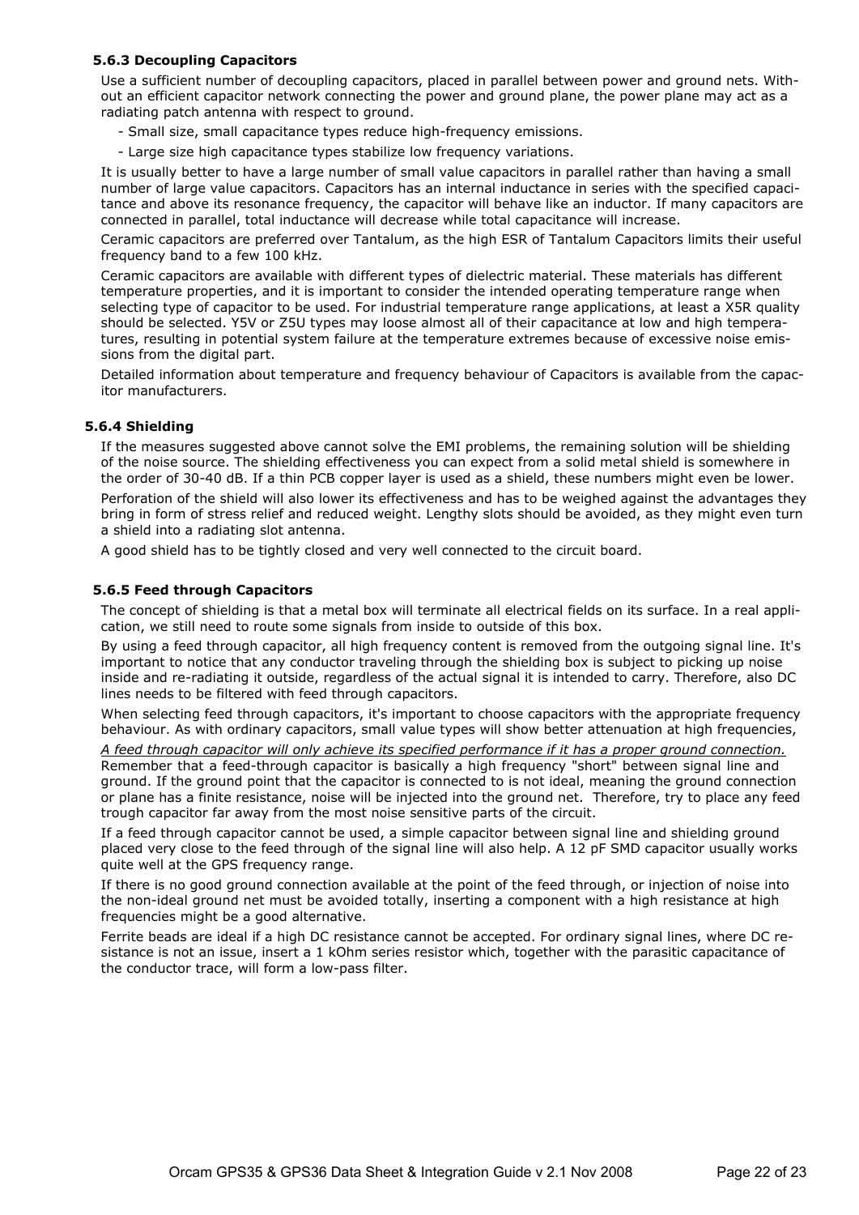### 5.6.3 Decoupling Capacitors

Use a sufficient number of decoupling capacitors, placed in parallel between power and ground nets. Without an efficient capacitor network connecting the power and ground plane, the power plane may act as a radiating patch antenna with respect to ground.

- Small size, small capacitance types reduce high-frequency emissions.
- Large size high capacitance types stabilize low frequency variations.

It is usually better to have a large number of small value capacitors in parallel rather than having a small number of large value capacitors. Capacitors has an internal inductance in series with the specified capacitance and above its resonance frequency, the capacitor will behave like an inductor. If many capacitors are connected in parallel, total inductance will decrease while total capacitance will increase.

Ceramic capacitors are preferred over Tantalum, as the high ESR of Tantalum Capacitors limits their useful frequency band to a few 100 kHz.

Ceramic capacitors are available with different types of dielectric material. These materials has different temperature properties, and it is important to consider the intended operating temperature range when selecting type of capacitor to be used. For industrial temperature range applications, at least a X5R quality should be selected. Y5V or Z5U types may loose almost all of their capacitance at low and high temperatures, resulting in potential system failure at the temperature extremes because of excessive noise emissions from the digital part.

Detailed information about temperature and frequency behaviour of Capacitors is available from the capacitor manufacturers.

### 5.6.4 Shielding

If the measures suggested above cannot solve the EMI problems, the remaining solution will be shielding of the noise source. The shielding effectiveness you can expect from a solid metal shield is somewhere in the order of 30-40 dB. If a thin PCB copper layer is used as a shield, these numbers might even be lower.

Perforation of the shield will also lower its effectiveness and has to be weighed against the advantages they bring in form of stress relief and reduced weight. Lengthy slots should be avoided, as they might even turn a shield into a radiating slot antenna.

A good shield has to be tightly closed and very well connected to the circuit board.

### 5.6.5 Feed through Capacitors

The concept of shielding is that a metal box will terminate all electrical fields on its surface. In a real application, we still need to route some signals from inside to outside of this box.

By using a feed through capacitor, all high frequency content is removed from the outgoing signal line. It's important to notice that any conductor traveling through the shielding box is subject to picking up noise inside and re-radiating it outside, regardless of the actual signal it is intended to carry. Therefore, also DC lines needs to be filtered with feed through capacitors.

When selecting feed through capacitors, it's important to choose capacitors with the appropriate frequency behaviour. As with ordinary capacitors, small value types will show better attenuation at high frequencies,

*A feed through capacitor will only achieve its specified performance if it has a proper ground connection.* Remember that a feed-through capacitor is basically a high frequency "short" between signal line and ground. If the ground point that the capacitor is connected to is not ideal, meaning the ground connection or plane has a finite resistance, noise will be injected into the ground net. Therefore, try to place any feed trough capacitor far away from the most noise sensitive parts of the circuit.

If a feed through capacitor cannot be used, a simple capacitor between signal line and shielding ground placed very close to the feed through of the signal line will also help. A 12 pF SMD capacitor usually works quite well at the GPS frequency range.

If there is no good ground connection available at the point of the feed through, or injection of noise into the non-ideal ground net must be avoided totally, inserting a component with a high resistance at high frequencies might be a good alternative.

Ferrite beads are ideal if a high DC resistance cannot be accepted. For ordinary signal lines, where DC resistance is not an issue, insert a 1 kOhm series resistor which, together with the parasitic capacitance of the conductor trace, will form a low-pass filter.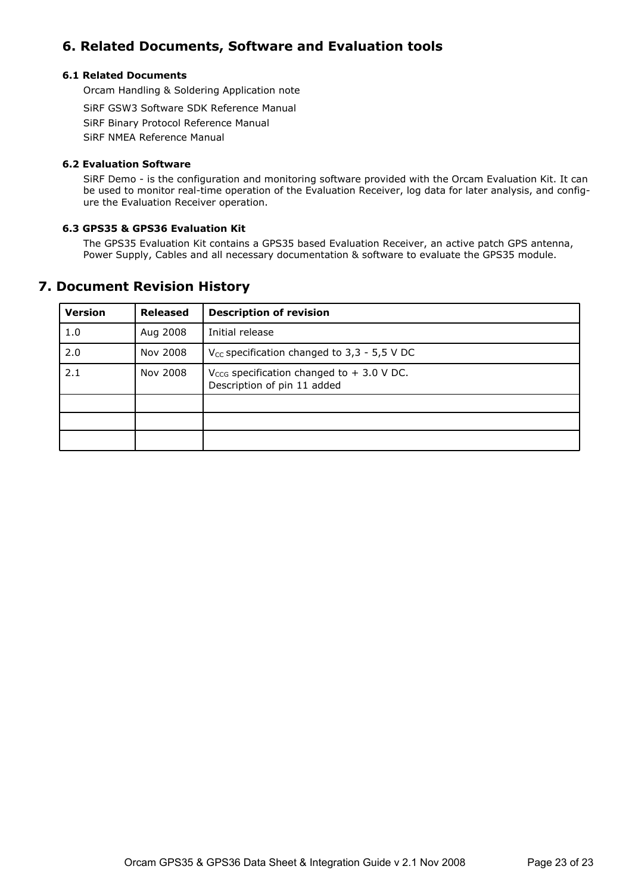## 6. Related Documents, Software and Evaluation tools

### 6.1 Related Documents

Orcam Handling & Soldering Application note

SiRF GSW3 Software SDK Reference Manual

SiRF Binary Protocol Reference Manual

SiRF NMEA Reference Manual

### 6.2 Evaluation Software

SiRF Demo - is the configuration and monitoring software provided with the Orcam Evaluation Kit. It can be used to monitor real-time operation of the Evaluation Receiver, log data for later analysis, and configure the Evaluation Receiver operation.

### 6.3 GPS35 & GPS36 Evaluation Kit

The GPS35 Evaluation Kit contains a GPS35 based Evaluation Receiver, an active patch GPS antenna, Power Supply, Cables and all necessary documentation & software to evaluate the GPS35 module.

## 7. Document Revision History

| Version | Released | Description of revision |
|---|---|---|
| 1.0 | Aug 2008 | Initial release |
| 2.0 | Nov 2008 | $V_{CC}$ specification changed to 3,3 - 5,5 V DC |
| 2.1 | Nov 2008 | $V_{CCG}$ specification changed to + 3.0 V DC.<br>Description of pin 11 added |
| | | |
| | | |
| | | |